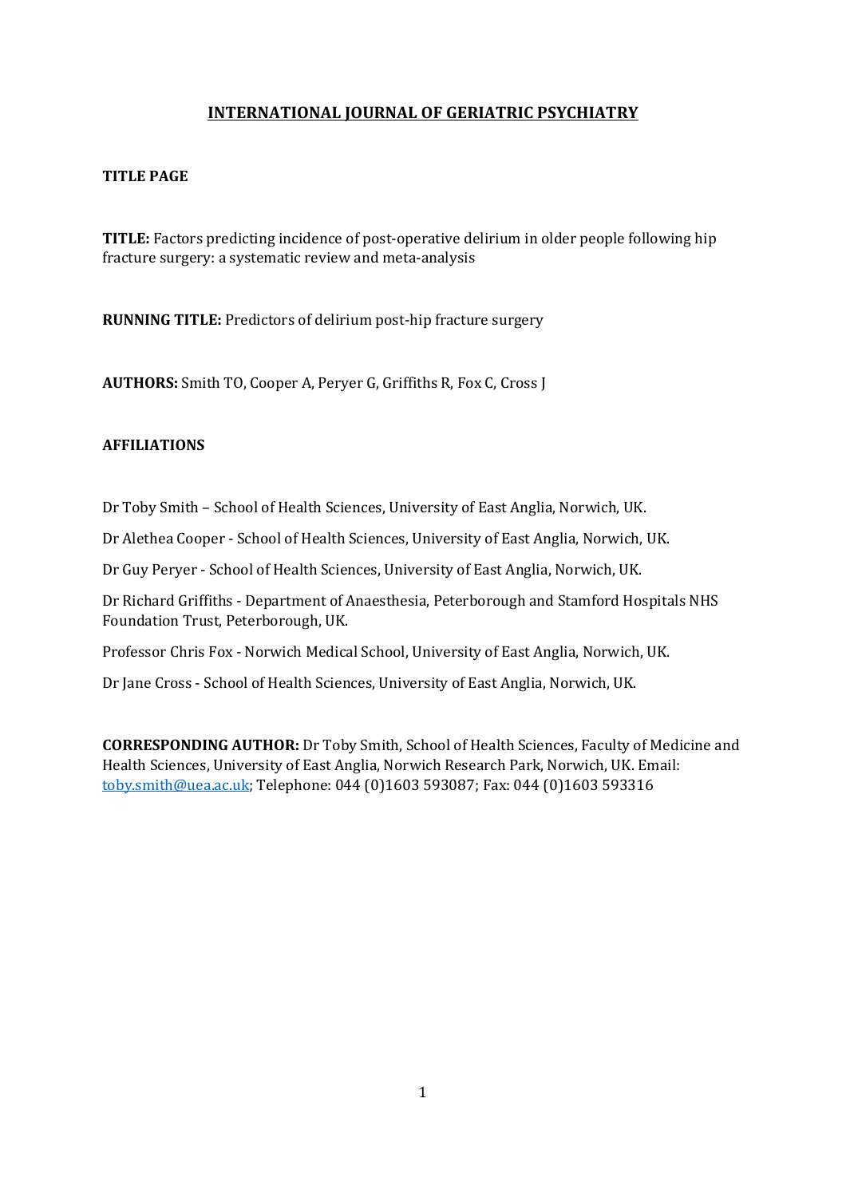# INTERNATIONAL JOURNAL OF GERIATRIC PSYCHIATRY

**TITLE PAGE**

**TITLE:** Factors predicting incidence of post-operative delirium in older people following hip fracture surgery: a systematic review and meta-analysis

**RUNNING TITLE:** Predictors of delirium post-hip fracture surgery

**AUTHORS:** Smith TO, Cooper A, Peryer G, Griffiths R, Fox C, Cross J

**AFFILIATIONS**

Dr Toby Smith – School of Health Sciences, University of East Anglia, Norwich, UK.

Dr Alethea Cooper - School of Health Sciences, University of East Anglia, Norwich, UK.

Dr Guy Peryer - School of Health Sciences, University of East Anglia, Norwich, UK.

Dr Richard Griffiths - Department of Anaesthesia, Peterborough and Stamford Hospitals NHS Foundation Trust, Peterborough, UK.

Professor Chris Fox - Norwich Medical School, University of East Anglia, Norwich, UK.

Dr Jane Cross - School of Health Sciences, University of East Anglia, Norwich, UK.

**CORRESPONDING AUTHOR:** Dr Toby Smith, School of Health Sciences, Faculty of Medicine and Health Sciences, University of East Anglia, Norwich Research Park, Norwich, UK. Email: toby.smith@uea.ac.uk; Telephone: 044 (0)1603 593087; Fax: 044 (0)1603 593316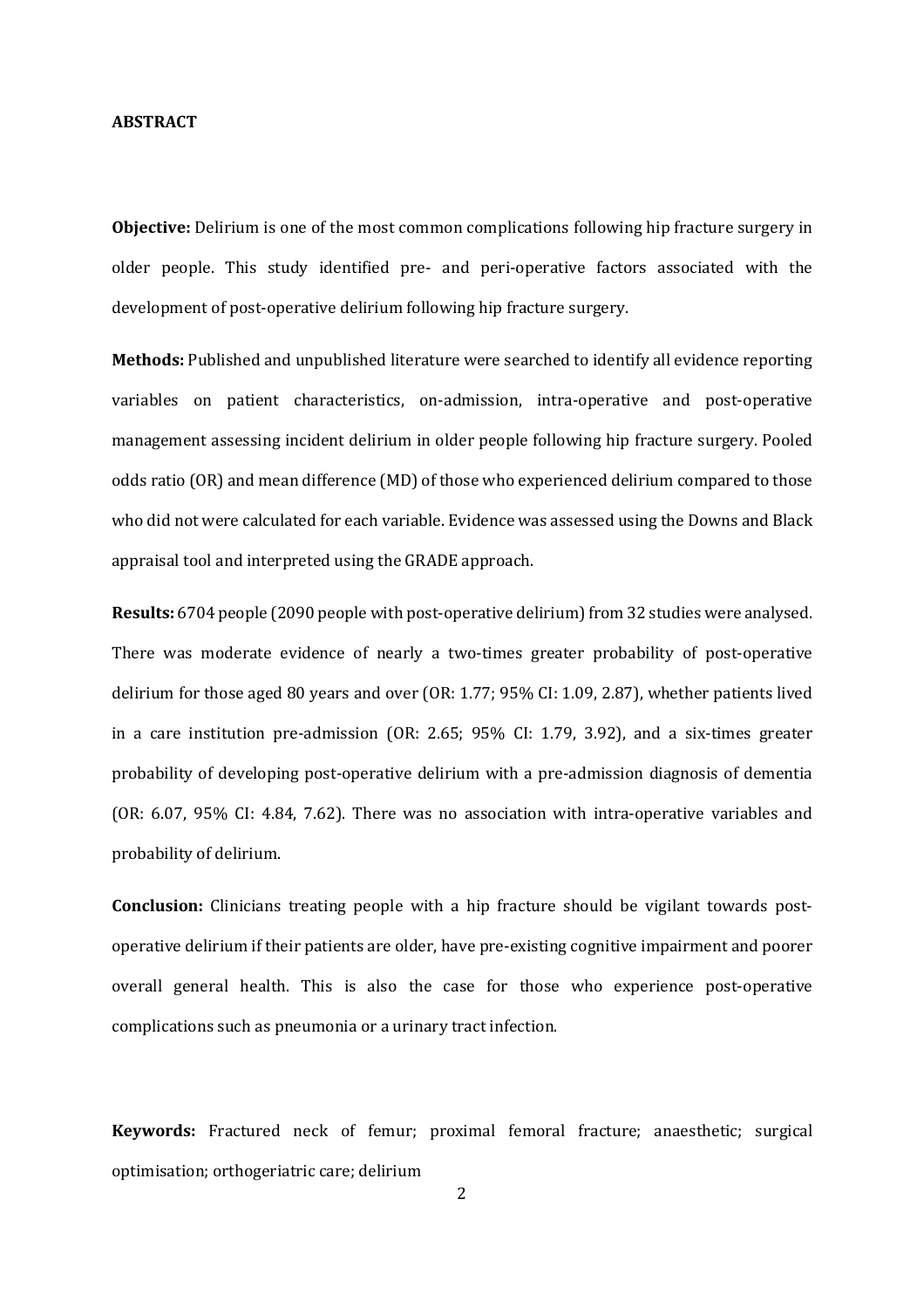**ABSTRACT**

**Objective:** Delirium is one of the most common complications following hip fracture surgery in older people. This study identified pre- and peri-operative factors associated with the development of post-operative delirium following hip fracture surgery.

**Methods:** Published and unpublished literature were searched to identify all evidence reporting variables on patient characteristics, on-admission, intra-operative and post-operative management assessing incident delirium in older people following hip fracture surgery. Pooled odds ratio (OR) and mean difference (MD) of those who experienced delirium compared to those who did not were calculated for each variable. Evidence was assessed using the Downs and Black appraisal tool and interpreted using the GRADE approach.

**Results:** 6704 people (2090 people with post-operative delirium) from 32 studies were analysed. There was moderate evidence of nearly a two-times greater probability of post-operative delirium for those aged 80 years and over (OR: 1.77; 95% CI: 1.09, 2.87), whether patients lived in a care institution pre-admission (OR: 2.65; 95% CI: 1.79, 3.92), and a six-times greater probability of developing post-operative delirium with a pre-admission diagnosis of dementia (OR: 6.07, 95% CI: 4.84, 7.62). There was no association with intra-operative variables and probability of delirium.

**Conclusion:** Clinicians treating people with a hip fracture should be vigilant towards post-operative delirium if their patients are older, have pre-existing cognitive impairment and poorer overall general health. This is also the case for those who experience post-operative complications such as pneumonia or a urinary tract infection.

**Keywords:** Fractured neck of femur; proximal femoral fracture; anaesthetic; surgical optimisation; orthogeriatric care; delirium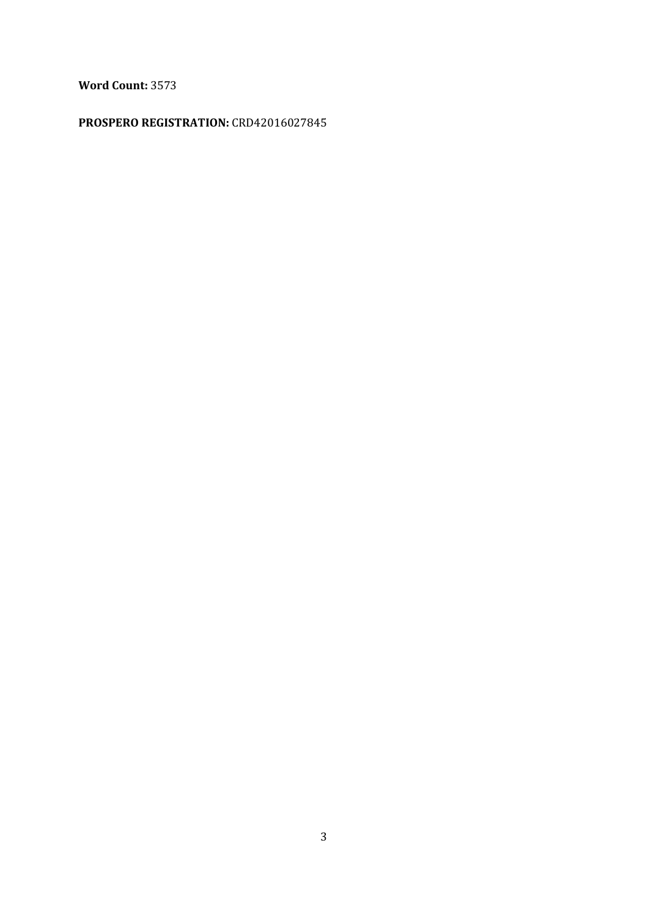**Word Count:** 3573

**PROSPERO REGISTRATION:** CRD42016027845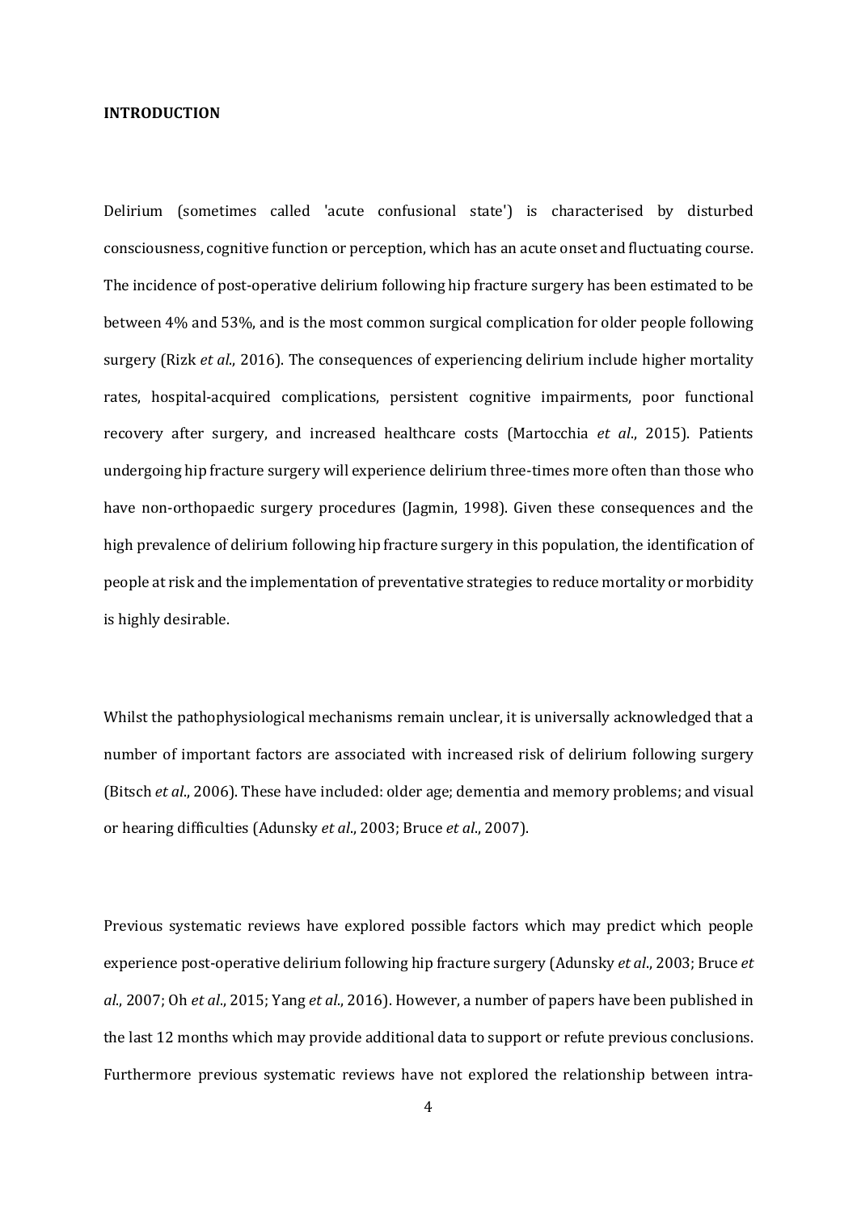**INTRODUCTION**

Delirium (sometimes called 'acute confusional state') is characterised by disturbed consciousness, cognitive function or perception, which has an acute onset and fluctuating course. The incidence of post-operative delirium following hip fracture surgery has been estimated to be between 4% and 53%, and is the most common surgical complication for older people following surgery (Rizk *et al*., 2016). The consequences of experiencing delirium include higher mortality rates, hospital-acquired complications, persistent cognitive impairments, poor functional recovery after surgery, and increased healthcare costs (Martocchia *et al*., 2015). Patients undergoing hip fracture surgery will experience delirium three-times more often than those who have non-orthopaedic surgery procedures (Jagmin, 1998). Given these consequences and the high prevalence of delirium following hip fracture surgery in this population, the identification of people at risk and the implementation of preventative strategies to reduce mortality or morbidity is highly desirable.

Whilst the pathophysiological mechanisms remain unclear, it is universally acknowledged that a number of important factors are associated with increased risk of delirium following surgery (Bitsch *et al*., 2006). These have included: older age; dementia and memory problems; and visual or hearing difficulties (Adunsky *et al*., 2003; Bruce *et al*., 2007).

Previous systematic reviews have explored possible factors which may predict which people experience post-operative delirium following hip fracture surgery (Adunsky *et al*., 2003; Bruce *et al*., 2007; Oh *et al*., 2015; Yang *et al*., 2016). However, a number of papers have been published in the last 12 months which may provide additional data to support or refute previous conclusions. Furthermore previous systematic reviews have not explored the relationship between intra-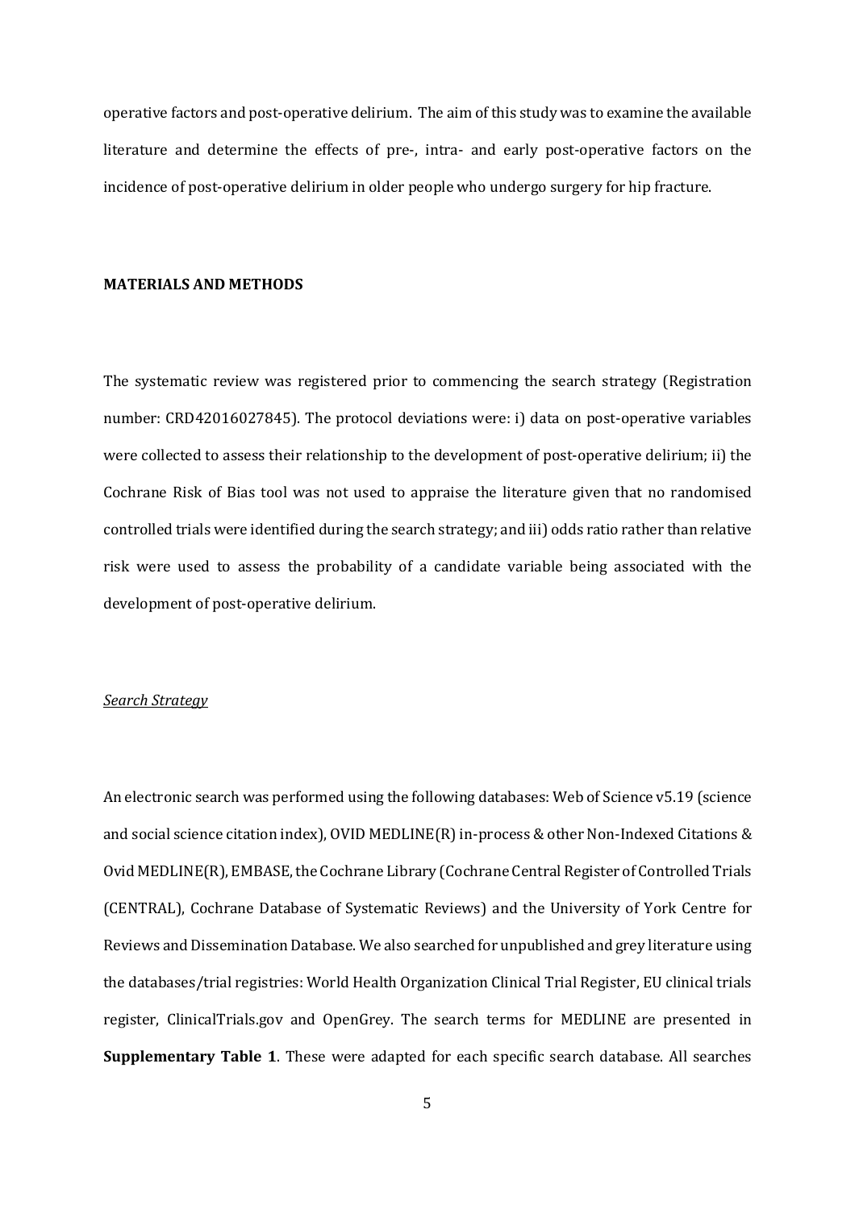operative factors and post-operative delirium. The aim of this study was to examine the available literature and determine the effects of pre-, intra- and early post-operative factors on the incidence of post-operative delirium in older people who undergo surgery for hip fracture.

## MATERIALS AND METHODS

The systematic review was registered prior to commencing the search strategy (Registration number: CRD42016027845). The protocol deviations were: i) data on post-operative variables were collected to assess their relationship to the development of post-operative delirium; ii) the Cochrane Risk of Bias tool was not used to appraise the literature given that no randomised controlled trials were identified during the search strategy; and iii) odds ratio rather than relative risk were used to assess the probability of a candidate variable being associated with the development of post-operative delirium.

### *Search Strategy*

An electronic search was performed using the following databases: Web of Science v5.19 (science and social science citation index), OVID MEDLINE(R) in-process & other Non-Indexed Citations & Ovid MEDLINE(R), EMBASE, the Cochrane Library (Cochrane Central Register of Controlled Trials (CENTRAL), Cochrane Database of Systematic Reviews) and the University of York Centre for Reviews and Dissemination Database. We also searched for unpublished and grey literature using the databases/trial registries: World Health Organization Clinical Trial Register, EU clinical trials register, ClinicalTrials.gov and OpenGrey. The search terms for MEDLINE are presented in **Supplementary Table 1**. These were adapted for each specific search database. All searches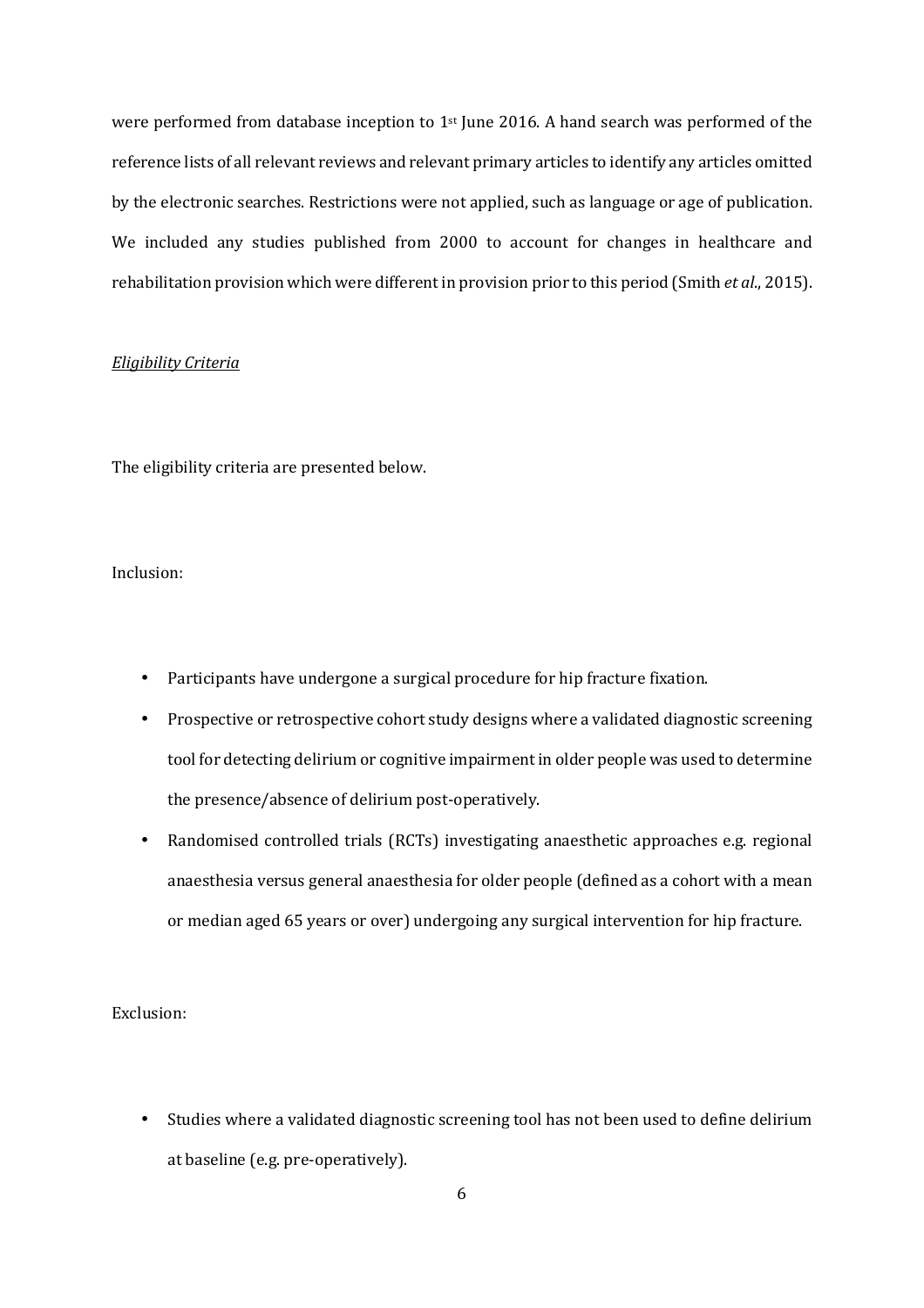were performed from database inception to 1st June 2016. A hand search was performed of the reference lists of all relevant reviews and relevant primary articles to identify any articles omitted by the electronic searches. Restrictions were not applied, such as language or age of publication. We included any studies published from 2000 to account for changes in healthcare and rehabilitation provision which were different in provision prior to this period (Smith *et al*., 2015).

*Eligibility Criteria*

The eligibility criteria are presented below.

Inclusion:

- Participants have undergone a surgical procedure for hip fracture fixation.
- Prospective or retrospective cohort study designs where a validated diagnostic screening tool for detecting delirium or cognitive impairment in older people was used to determine the presence/absence of delirium post-operatively.
- Randomised controlled trials (RCTs) investigating anaesthetic approaches e.g. regional anaesthesia versus general anaesthesia for older people (defined as a cohort with a mean or median aged 65 years or over) undergoing any surgical intervention for hip fracture.

Exclusion:

- Studies where a validated diagnostic screening tool has not been used to define delirium at baseline (e.g. pre-operatively).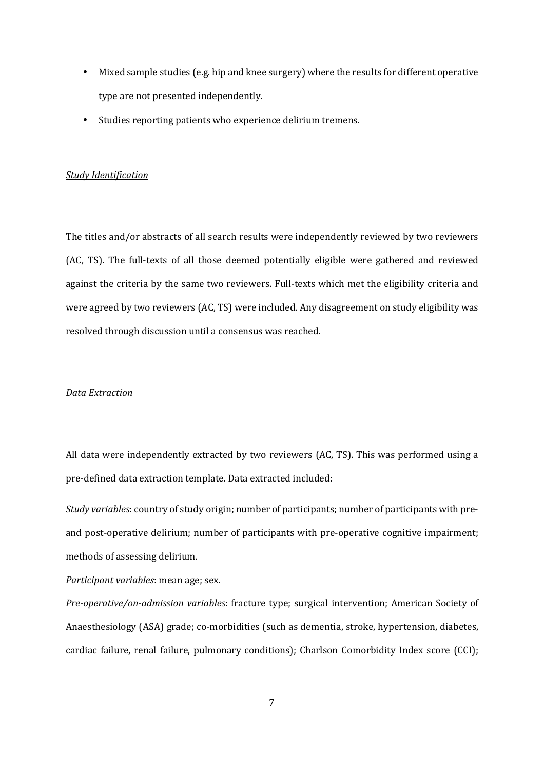- Mixed sample studies (e.g. hip and knee surgery) where the results for different operative type are not presented independently.
- Studies reporting patients who experience delirium tremens.

*Study Identification*

The titles and/or abstracts of all search results were independently reviewed by two reviewers (AC, TS). The full-texts of all those deemed potentially eligible were gathered and reviewed against the criteria by the same two reviewers. Full-texts which met the eligibility criteria and were agreed by two reviewers (AC, TS) were included. Any disagreement on study eligibility was resolved through discussion until a consensus was reached.

*Data Extraction*

All data were independently extracted by two reviewers (AC, TS). This was performed using a pre-defined data extraction template. Data extracted included:

*Study variables*: country of study origin; number of participants; number of participants with pre- and post-operative delirium; number of participants with pre-operative cognitive impairment; methods of assessing delirium.

*Participant variables*: mean age; sex.

*Pre-operative/on-admission variables*: fracture type; surgical intervention; American Society of Anaesthesiology (ASA) grade; co-morbidities (such as dementia, stroke, hypertension, diabetes, cardiac failure, renal failure, pulmonary conditions); Charlson Comorbidity Index score (CCI);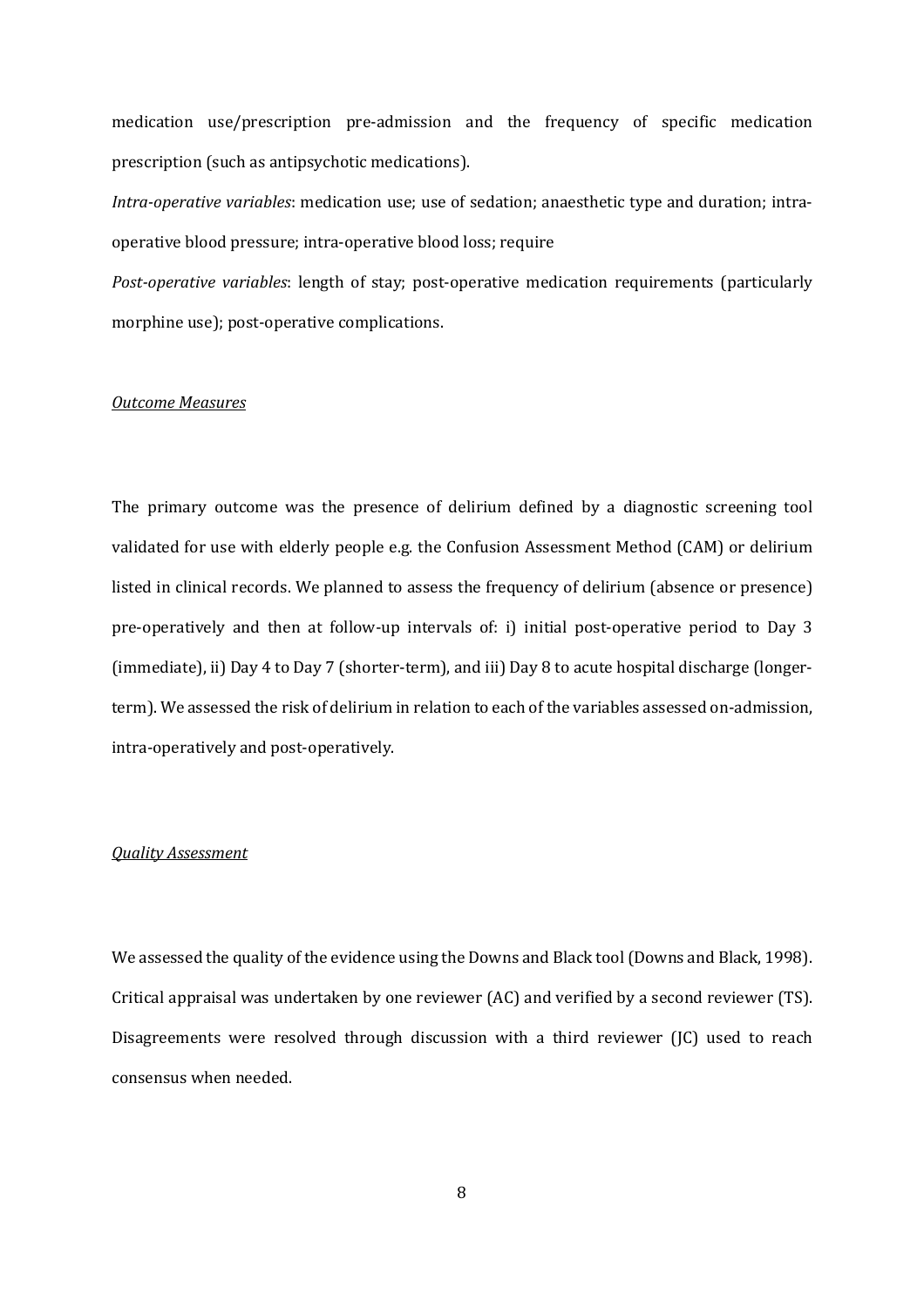medication use/prescription pre-admission and the frequency of specific medication prescription (such as antipsychotic medications).

*Intra-operative variables*: medication use; use of sedation; anaesthetic type and duration; intra-operative blood pressure; intra-operative blood loss; require

*Post-operative variables*: length of stay; post-operative medication requirements (particularly morphine use); post-operative complications.

### *Outcome Measures*

The primary outcome was the presence of delirium defined by a diagnostic screening tool validated for use with elderly people e.g. the Confusion Assessment Method (CAM) or delirium listed in clinical records. We planned to assess the frequency of delirium (absence or presence) pre-operatively and then at follow-up intervals of: i) initial post-operative period to Day 3 (immediate), ii) Day 4 to Day 7 (shorter-term), and iii) Day 8 to acute hospital discharge (longer-term). We assessed the risk of delirium in relation to each of the variables assessed on-admission, intra-operatively and post-operatively.

### *Quality Assessment*

We assessed the quality of the evidence using the Downs and Black tool (Downs and Black, 1998). Critical appraisal was undertaken by one reviewer (AC) and verified by a second reviewer (TS). Disagreements were resolved through discussion with a third reviewer (JC) used to reach consensus when needed.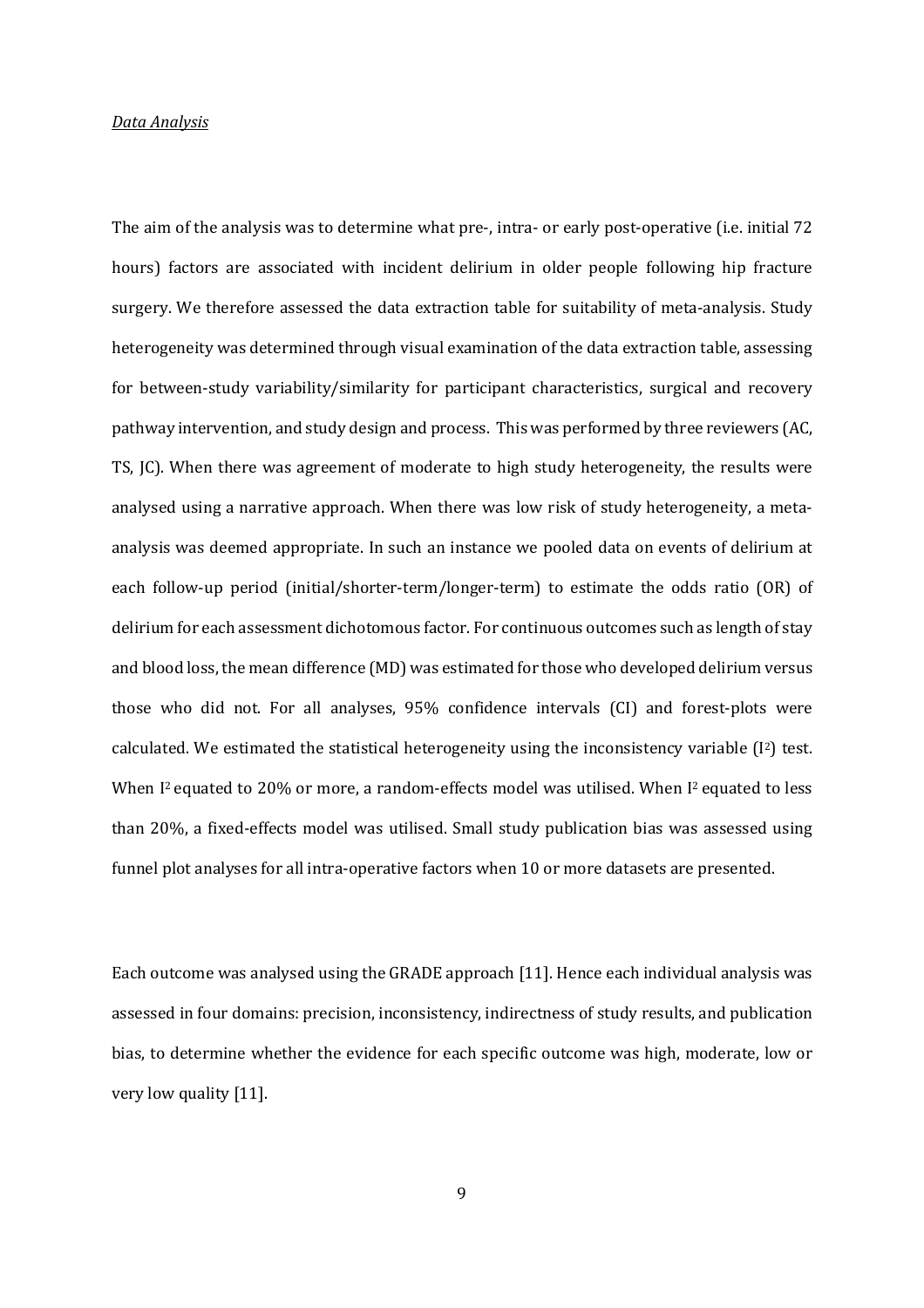*Data Analysis*

The aim of the analysis was to determine what pre-, intra- or early post-operative (i.e. initial 72 hours) factors are associated with incident delirium in older people following hip fracture surgery. We therefore assessed the data extraction table for suitability of meta-analysis. Study heterogeneity was determined through visual examination of the data extraction table, assessing for between-study variability/similarity for participant characteristics, surgical and recovery pathway intervention, and study design and process. This was performed by three reviewers (AC, TS, JC). When there was agreement of moderate to high study heterogeneity, the results were analysed using a narrative approach. When there was low risk of study heterogeneity, a meta-analysis was deemed appropriate. In such an instance we pooled data on events of delirium at each follow-up period (initial/shorter-term/longer-term) to estimate the odds ratio (OR) of delirium for each assessment dichotomous factor. For continuous outcomes such as length of stay and blood loss, the mean difference (MD) was estimated for those who developed delirium versus those who did not. For all analyses, 95% confidence intervals (CI) and forest-plots were calculated. We estimated the statistical heterogeneity using the inconsistency variable ($I^2$) test. When $I^2$ equated to 20% or more, a random-effects model was utilised. When $I^2$ equated to less than 20%, a fixed-effects model was utilised. Small study publication bias was assessed using funnel plot analyses for all intra-operative factors when 10 or more datasets are presented.

Each outcome was analysed using the GRADE approach [11]. Hence each individual analysis was assessed in four domains: precision, inconsistency, indirectness of study results, and publication bias, to determine whether the evidence for each specific outcome was high, moderate, low or very low quality [11].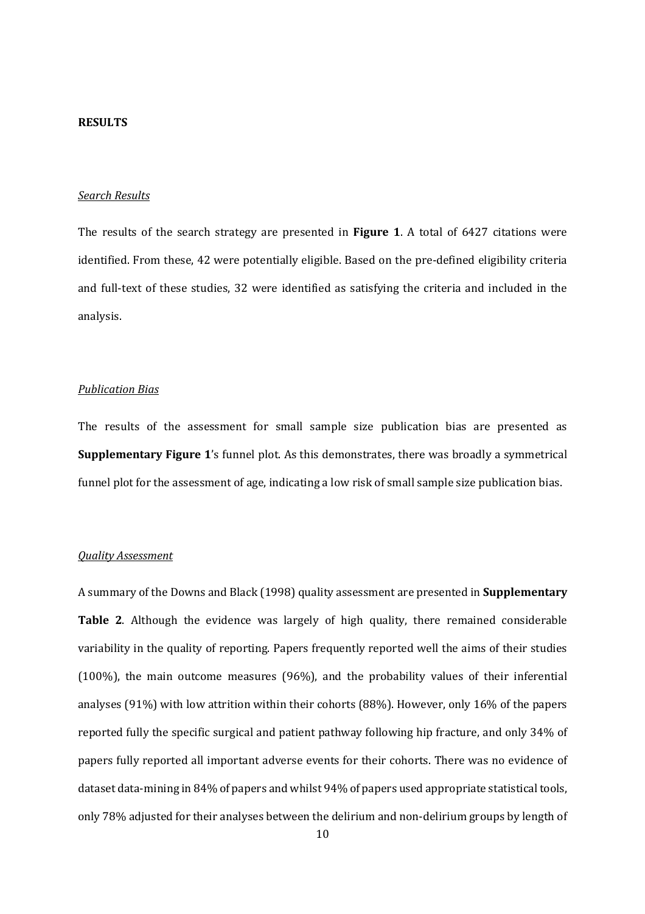## RESULTS

### *Search Results*

The results of the search strategy are presented in **Figure 1**. A total of 6427 citations were identified. From these, 42 were potentially eligible. Based on the pre-defined eligibility criteria and full-text of these studies, 32 were identified as satisfying the criteria and included in the analysis.

### *Publication Bias*

The results of the assessment for small sample size publication bias are presented as **Supplementary Figure 1**'s funnel plot. As this demonstrates, there was broadly a symmetrical funnel plot for the assessment of age, indicating a low risk of small sample size publication bias.

### *Quality Assessment*

A summary of the Downs and Black (1998) quality assessment are presented in **Supplementary Table 2**. Although the evidence was largely of high quality, there remained considerable variability in the quality of reporting. Papers frequently reported well the aims of their studies (100%), the main outcome measures (96%), and the probability values of their inferential analyses (91%) with low attrition within their cohorts (88%). However, only 16% of the papers reported fully the specific surgical and patient pathway following hip fracture, and only 34% of papers fully reported all important adverse events for their cohorts. There was no evidence of dataset data-mining in 84% of papers and whilst 94% of papers used appropriate statistical tools, only 78% adjusted for their analyses between the delirium and non-delirium groups by length of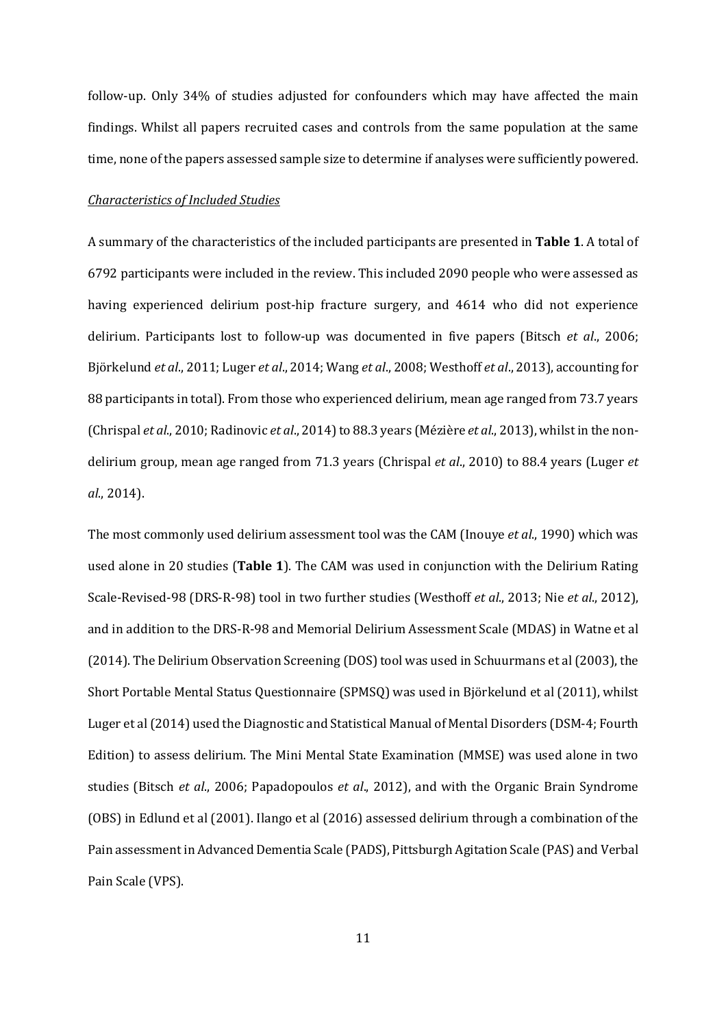follow-up. Only 34% of studies adjusted for confounders which may have affected the main findings. Whilst all papers recruited cases and controls from the same population at the same time, none of the papers assessed sample size to determine if analyses were sufficiently powered.

*Characteristics of Included Studies*

A summary of the characteristics of the included participants are presented in **Table 1**. A total of 6792 participants were included in the review. This included 2090 people who were assessed as having experienced delirium post-hip fracture surgery, and 4614 who did not experience delirium. Participants lost to follow-up was documented in five papers (Bitsch *et al*., 2006; Björkelund *et al*., 2011; Luger *et al*., 2014; Wang *et al*., 2008; Westhoff *et al*., 2013), accounting for 88 participants in total). From those who experienced delirium, mean age ranged from 73.7 years (Chrispal *et al*., 2010; Radinovic *et al*., 2014) to 88.3 years (Mézière *et al*., 2013), whilst in the non-delirium group, mean age ranged from 71.3 years (Chrispal *et al*., 2010) to 88.4 years (Luger *et al*., 2014).

The most commonly used delirium assessment tool was the CAM (Inouye *et al*., 1990) which was used alone in 20 studies (**Table 1**). The CAM was used in conjunction with the Delirium Rating Scale-Revised-98 (DRS-R-98) tool in two further studies (Westhoff *et al*., 2013; Nie *et al*., 2012), and in addition to the DRS-R-98 and Memorial Delirium Assessment Scale (MDAS) in Watne et al (2014). The Delirium Observation Screening (DOS) tool was used in Schuurmans et al (2003), the Short Portable Mental Status Questionnaire (SPMSQ) was used in Björkelund et al (2011), whilst Luger et al (2014) used the Diagnostic and Statistical Manual of Mental Disorders (DSM-4; Fourth Edition) to assess delirium. The Mini Mental State Examination (MMSE) was used alone in two studies (Bitsch *et al*., 2006; Papadopoulos *et al*., 2012), and with the Organic Brain Syndrome (OBS) in Edlund et al (2001). Ilango et al (2016) assessed delirium through a combination of the Pain assessment in Advanced Dementia Scale (PADS), Pittsburgh Agitation Scale (PAS) and Verbal Pain Scale (VPS).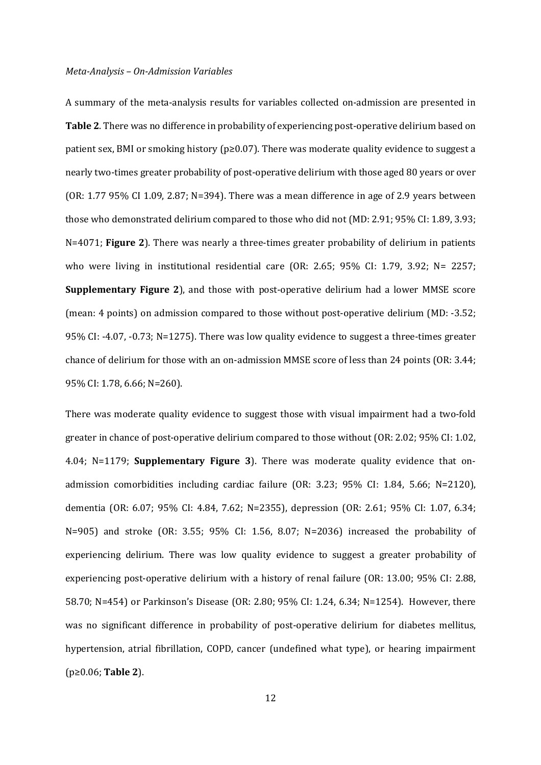*Meta-Analysis – On-Admission Variables*

A summary of the meta-analysis results for variables collected on-admission are presented in **Table 2**. There was no difference in probability of experiencing post-operative delirium based on patient sex, BMI or smoking history ($p \geq 0.07$). There was moderate quality evidence to suggest a nearly two-times greater probability of post-operative delirium with those aged 80 years or over (OR: 1.77 95% CI 1.09, 2.87; N=394). There was a mean difference in age of 2.9 years between those who demonstrated delirium compared to those who did not (MD: 2.91; 95% CI: 1.89, 3.93; N=4071; **Figure 2**). There was nearly a three-times greater probability of delirium in patients who were living in institutional residential care (OR: 2.65; 95% CI: 1.79, 3.92; N= 2257; **Supplementary Figure 2**), and those with post-operative delirium had a lower MMSE score (mean: 4 points) on admission compared to those without post-operative delirium (MD: -3.52; 95% CI: -4.07, -0.73; N=1275). There was low quality evidence to suggest a three-times greater chance of delirium for those with an on-admission MMSE score of less than 24 points (OR: 3.44; 95% CI: 1.78, 6.66; N=260).

There was moderate quality evidence to suggest those with visual impairment had a two-fold greater in chance of post-operative delirium compared to those without (OR: 2.02; 95% CI: 1.02, 4.04; N=1179; **Supplementary Figure 3**). There was moderate quality evidence that on-admission comorbidities including cardiac failure (OR: 3.23; 95% CI: 1.84, 5.66; N=2120), dementia (OR: 6.07; 95% CI: 4.84, 7.62; N=2355), depression (OR: 2.61; 95% CI: 1.07, 6.34; N=905) and stroke (OR: 3.55; 95% CI: 1.56, 8.07; N=2036) increased the probability of experiencing delirium. There was low quality evidence to suggest a greater probability of experiencing post-operative delirium with a history of renal failure (OR: 13.00; 95% CI: 2.88, 58.70; N=454) or Parkinson's Disease (OR: 2.80; 95% CI: 1.24, 6.34; N=1254). However, there was no significant difference in probability of post-operative delirium for diabetes mellitus, hypertension, atrial fibrillation, COPD, cancer (undefined what type), or hearing impairment ($p \geq 0.06$; **Table 2**).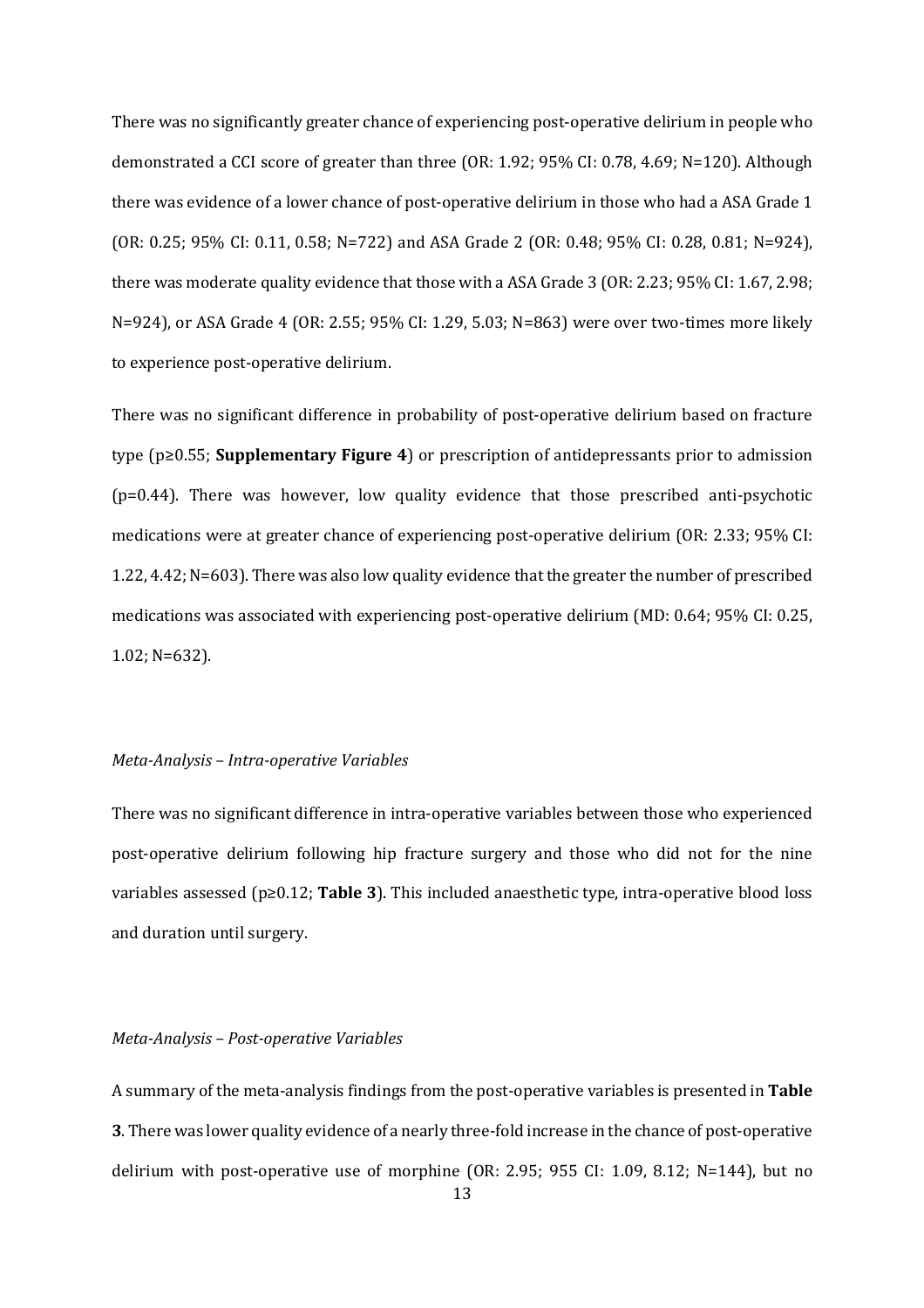There was no significantly greater chance of experiencing post-operative delirium in people who demonstrated a CCI score of greater than three (OR: 1.92; 95% CI: 0.78, 4.69; N=120). Although there was evidence of a lower chance of post-operative delirium in those who had a ASA Grade 1 (OR: 0.25; 95% CI: 0.11, 0.58; N=722) and ASA Grade 2 (OR: 0.48; 95% CI: 0.28, 0.81; N=924), there was moderate quality evidence that those with a ASA Grade 3 (OR: 2.23; 95% CI: 1.67, 2.98; N=924), or ASA Grade 4 (OR: 2.55; 95% CI: 1.29, 5.03; N=863) were over two-times more likely to experience post-operative delirium.

There was no significant difference in probability of post-operative delirium based on fracture type ($p \geq 0.55$; **Supplementary Figure 4**) or prescription of antidepressants prior to admission ($p=0.44$). There was however, low quality evidence that those prescribed anti-psychotic medications were at greater chance of experiencing post-operative delirium (OR: 2.33; 95% CI: 1.22, 4.42; N=603). There was also low quality evidence that the greater the number of prescribed medications was associated with experiencing post-operative delirium (MD: 0.64; 95% CI: 0.25, 1.02; N=632).

*Meta-Analysis – Intra-operative Variables*

There was no significant difference in intra-operative variables between those who experienced post-operative delirium following hip fracture surgery and those who did not for the nine variables assessed ($p \geq 0.12$; **Table 3**). This included anaesthetic type, intra-operative blood loss and duration until surgery.

*Meta-Analysis – Post-operative Variables*

A summary of the meta-analysis findings from the post-operative variables is presented in **Table 3**. There was lower quality evidence of a nearly three-fold increase in the chance of post-operative delirium with post-operative use of morphine (OR: 2.95; 955 CI: 1.09, 8.12; N=144), but no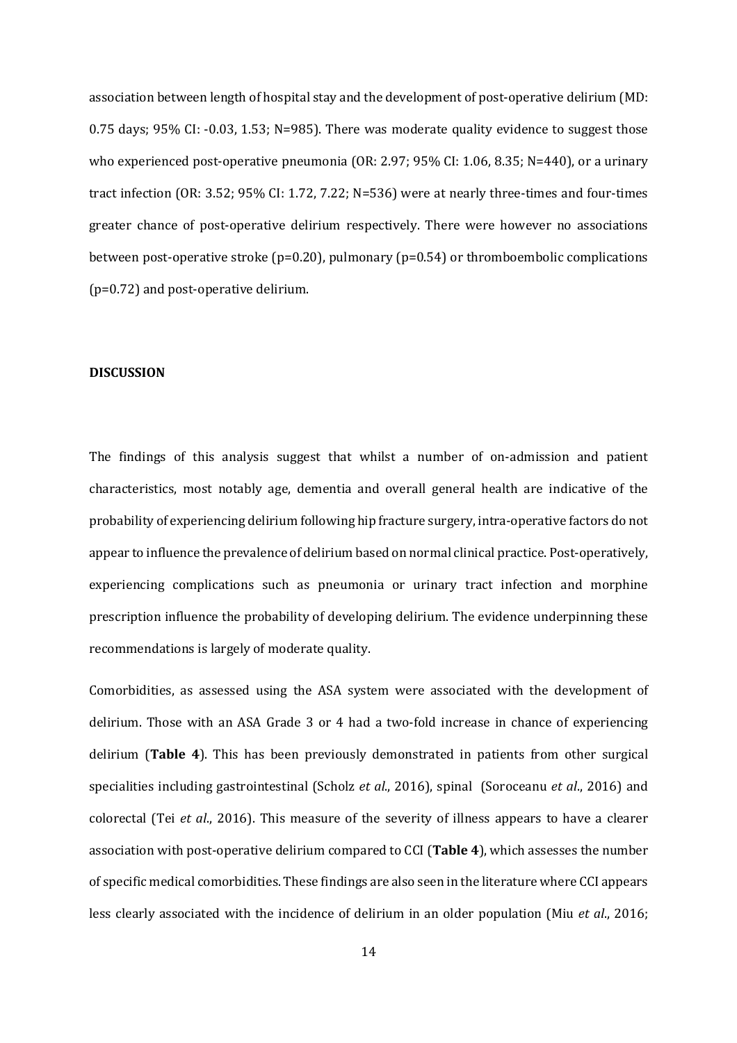association between length of hospital stay and the development of post-operative delirium (MD: 0.75 days; 95% CI: -0.03, 1.53; N=985). There was moderate quality evidence to suggest those who experienced post-operative pneumonia (OR: 2.97; 95% CI: 1.06, 8.35; N=440), or a urinary tract infection (OR: 3.52; 95% CI: 1.72, 7.22; N=536) were at nearly three-times and four-times greater chance of post-operative delirium respectively. There were however no associations between post-operative stroke ($p=0.20$), pulmonary ($p=0.54$) or thromboembolic complications ($p=0.72$) and post-operative delirium.

## DISCUSSION

The findings of this analysis suggest that whilst a number of on-admission and patient characteristics, most notably age, dementia and overall general health are indicative of the probability of experiencing delirium following hip fracture surgery, intra-operative factors do not appear to influence the prevalence of delirium based on normal clinical practice. Post-operatively, experiencing complications such as pneumonia or urinary tract infection and morphine prescription influence the probability of developing delirium. The evidence underpinning these recommendations is largely of moderate quality.

Comorbidities, as assessed using the ASA system were associated with the development of delirium. Those with an ASA Grade 3 or 4 had a two-fold increase in chance of experiencing delirium (**Table 4**). This has been previously demonstrated in patients from other surgical specialities including gastrointestinal (Scholz *et al*., 2016), spinal (Soroceanu *et al*., 2016) and colorectal (Tei *et al*., 2016). This measure of the severity of illness appears to have a clearer association with post-operative delirium compared to CCI (**Table 4**), which assesses the number of specific medical comorbidities. These findings are also seen in the literature where CCI appears less clearly associated with the incidence of delirium in an older population (Miu *et al*., 2016;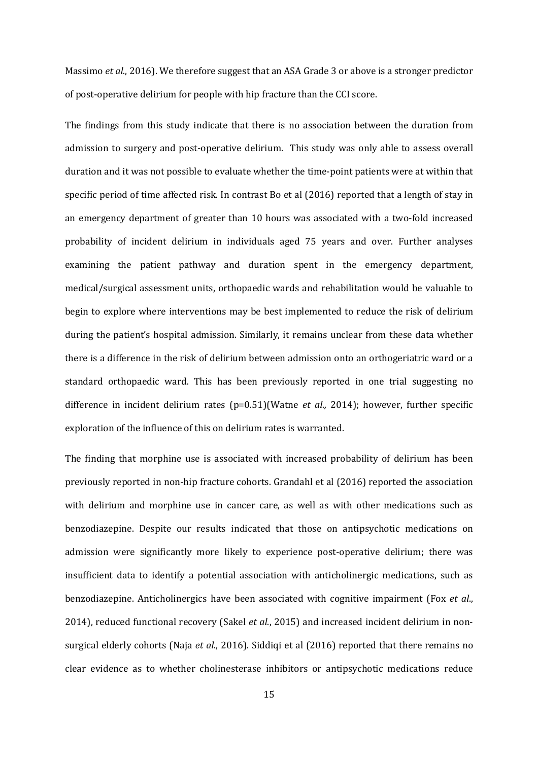Massimo *et al*., 2016). We therefore suggest that an ASA Grade 3 or above is a stronger predictor of post-operative delirium for people with hip fracture than the CCI score.

The findings from this study indicate that there is no association between the duration from admission to surgery and post-operative delirium. This study was only able to assess overall duration and it was not possible to evaluate whether the time-point patients were at within that specific period of time affected risk. In contrast Bo et al (2016) reported that a length of stay in an emergency department of greater than 10 hours was associated with a two-fold increased probability of incident delirium in individuals aged 75 years and over. Further analyses examining the patient pathway and duration spent in the emergency department, medical/surgical assessment units, orthopaedic wards and rehabilitation would be valuable to begin to explore where interventions may be best implemented to reduce the risk of delirium during the patient's hospital admission. Similarly, it remains unclear from these data whether there is a difference in the risk of delirium between admission onto an orthogeriatric ward or a standard orthopaedic ward. This has been previously reported in one trial suggesting no difference in incident delirium rates ($p=0.51$)(Watne *et al.,* 2014); however, further specific exploration of the influence of this on delirium rates is warranted.

The finding that morphine use is associated with increased probability of delirium has been previously reported in non-hip fracture cohorts. Grandahl et al (2016) reported the association with delirium and morphine use in cancer care, as well as with other medications such as benzodiazepine. Despite our results indicated that those on antipsychotic medications on admission were significantly more likely to experience post-operative delirium; there was insufficient data to identify a potential association with anticholinergic medications, such as benzodiazepine. Anticholinergics have been associated with cognitive impairment (Fox *et al*., 2014), reduced functional recovery (Sakel *et al*., 2015) and increased incident delirium in non-surgical elderly cohorts (Naja *et al*., 2016). Siddiqi et al (2016) reported that there remains no clear evidence as to whether cholinesterase inhibitors or antipsychotic medications reduce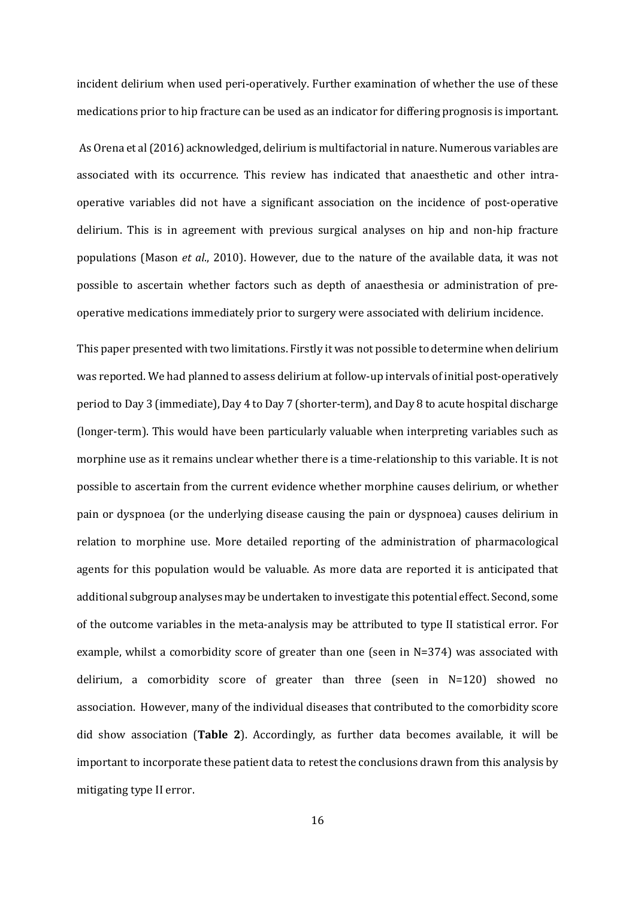incident delirium when used peri-operatively. Further examination of whether the use of these medications prior to hip fracture can be used as an indicator for differing prognosis is important.

As Orena et al (2016) acknowledged, delirium is multifactorial in nature. Numerous variables are associated with its occurrence. This review has indicated that anaesthetic and other intra-operative variables did not have a significant association on the incidence of post-operative delirium. This is in agreement with previous surgical analyses on hip and non-hip fracture populations (Mason *et al*., 2010). However, due to the nature of the available data, it was not possible to ascertain whether factors such as depth of anaesthesia or administration of pre-operative medications immediately prior to surgery were associated with delirium incidence.

This paper presented with two limitations. Firstly it was not possible to determine when delirium was reported. We had planned to assess delirium at follow-up intervals of initial post-operatively period to Day 3 (immediate), Day 4 to Day 7 (shorter-term), and Day 8 to acute hospital discharge (longer-term). This would have been particularly valuable when interpreting variables such as morphine use as it remains unclear whether there is a time-relationship to this variable. It is not possible to ascertain from the current evidence whether morphine causes delirium, or whether pain or dyspnoea (or the underlying disease causing the pain or dyspnoea) causes delirium in relation to morphine use. More detailed reporting of the administration of pharmacological agents for this population would be valuable. As more data are reported it is anticipated that additional subgroup analyses may be undertaken to investigate this potential effect. Second, some of the outcome variables in the meta-analysis may be attributed to type II statistical error. For example, whilst a comorbidity score of greater than one (seen in N=374) was associated with delirium, a comorbidity score of greater than three (seen in N=120) showed no association. However, many of the individual diseases that contributed to the comorbidity score did show association (**Table 2**). Accordingly, as further data becomes available, it will be important to incorporate these patient data to retest the conclusions drawn from this analysis by mitigating type II error.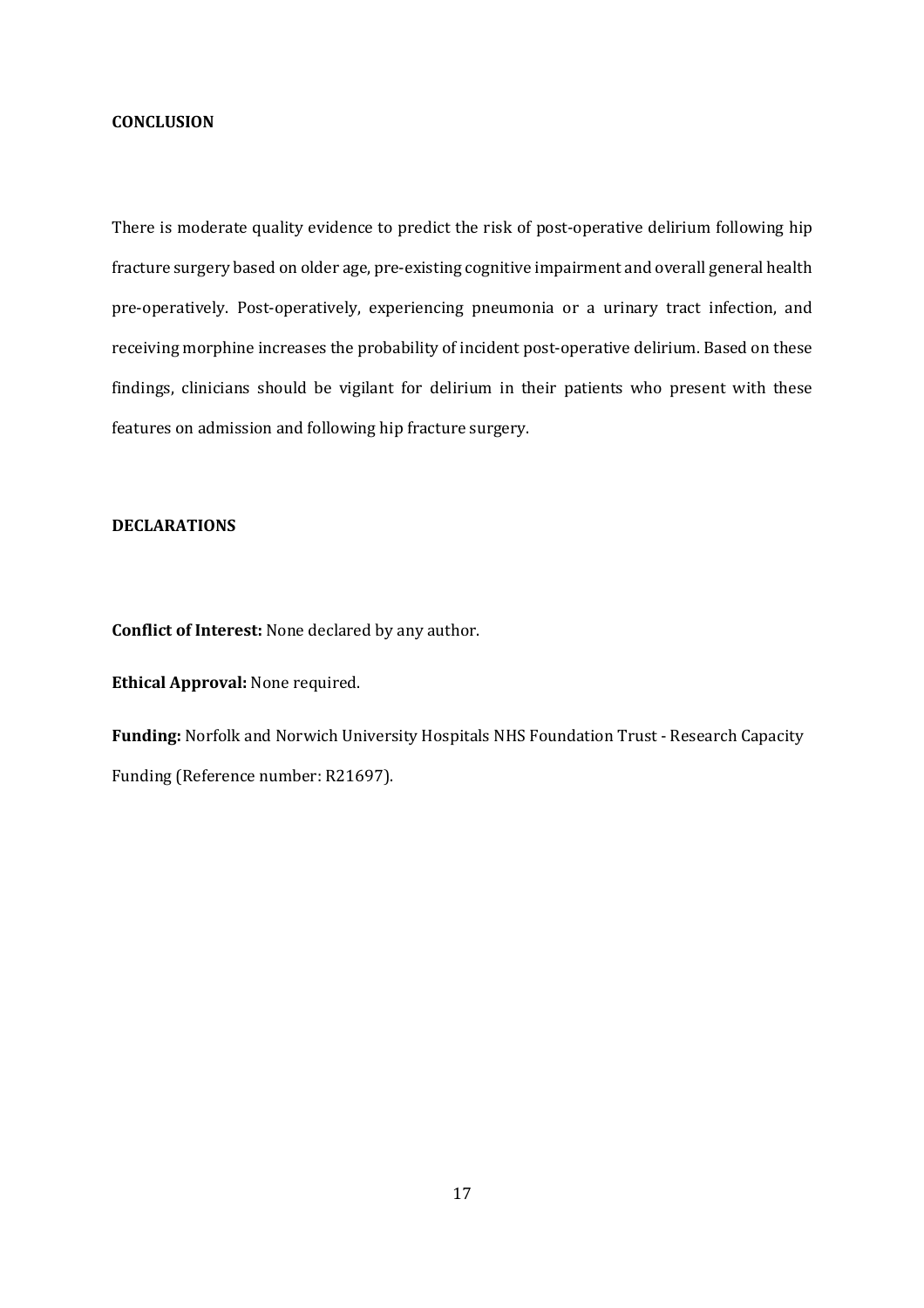## CONCLUSION

There is moderate quality evidence to predict the risk of post-operative delirium following hip fracture surgery based on older age, pre-existing cognitive impairment and overall general health pre-operatively. Post-operatively, experiencing pneumonia or a urinary tract infection, and receiving morphine increases the probability of incident post-operative delirium. Based on these findings, clinicians should be vigilant for delirium in their patients who present with these features on admission and following hip fracture surgery.

## DECLARATIONS

**Conflict of Interest:** None declared by any author.

**Ethical Approval:** None required.

**Funding:** Norfolk and Norwich University Hospitals NHS Foundation Trust - Research Capacity Funding (Reference number: R21697).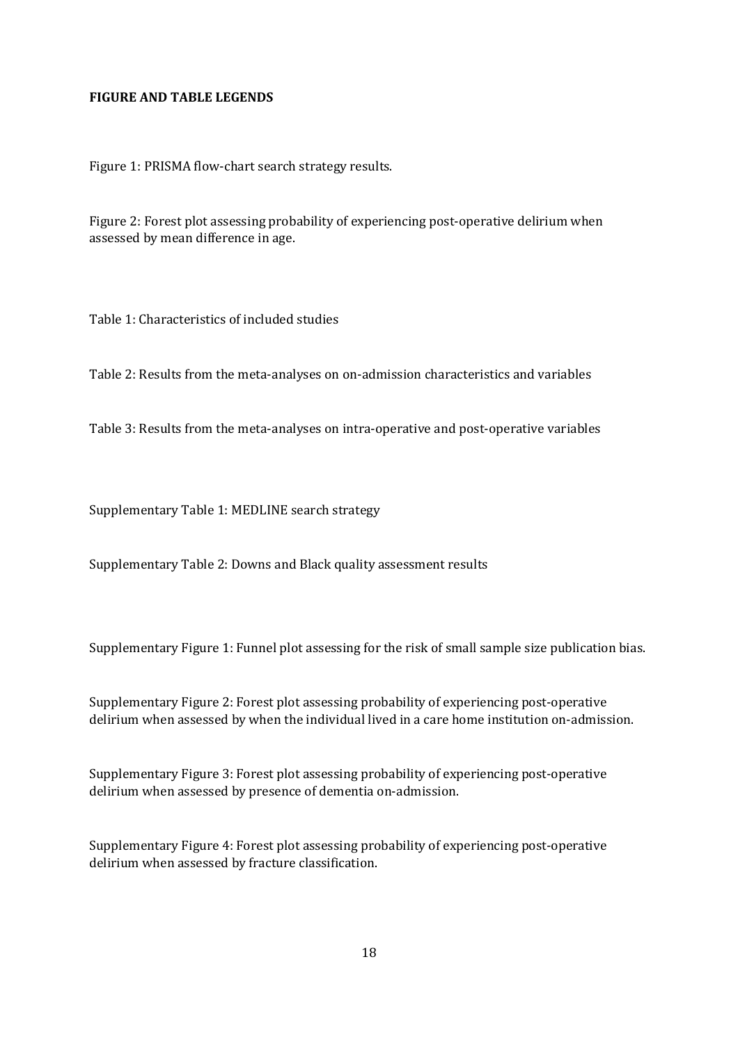**FIGURE AND TABLE LEGENDS**

Figure 1: PRISMA flow-chart search strategy results.

Figure 2: Forest plot assessing probability of experiencing post-operative delirium when assessed by mean difference in age.

Table 1: Characteristics of included studies

Table 2: Results from the meta-analyses on on-admission characteristics and variables

Table 3: Results from the meta-analyses on intra-operative and post-operative variables

Supplementary Table 1: MEDLINE search strategy

Supplementary Table 2: Downs and Black quality assessment results

Supplementary Figure 1: Funnel plot assessing for the risk of small sample size publication bias.

Supplementary Figure 2: Forest plot assessing probability of experiencing post-operative delirium when assessed by when the individual lived in a care home institution on-admission.

Supplementary Figure 3: Forest plot assessing probability of experiencing post-operative delirium when assessed by presence of dementia on-admission.

Supplementary Figure 4: Forest plot assessing probability of experiencing post-operative delirium when assessed by fracture classification.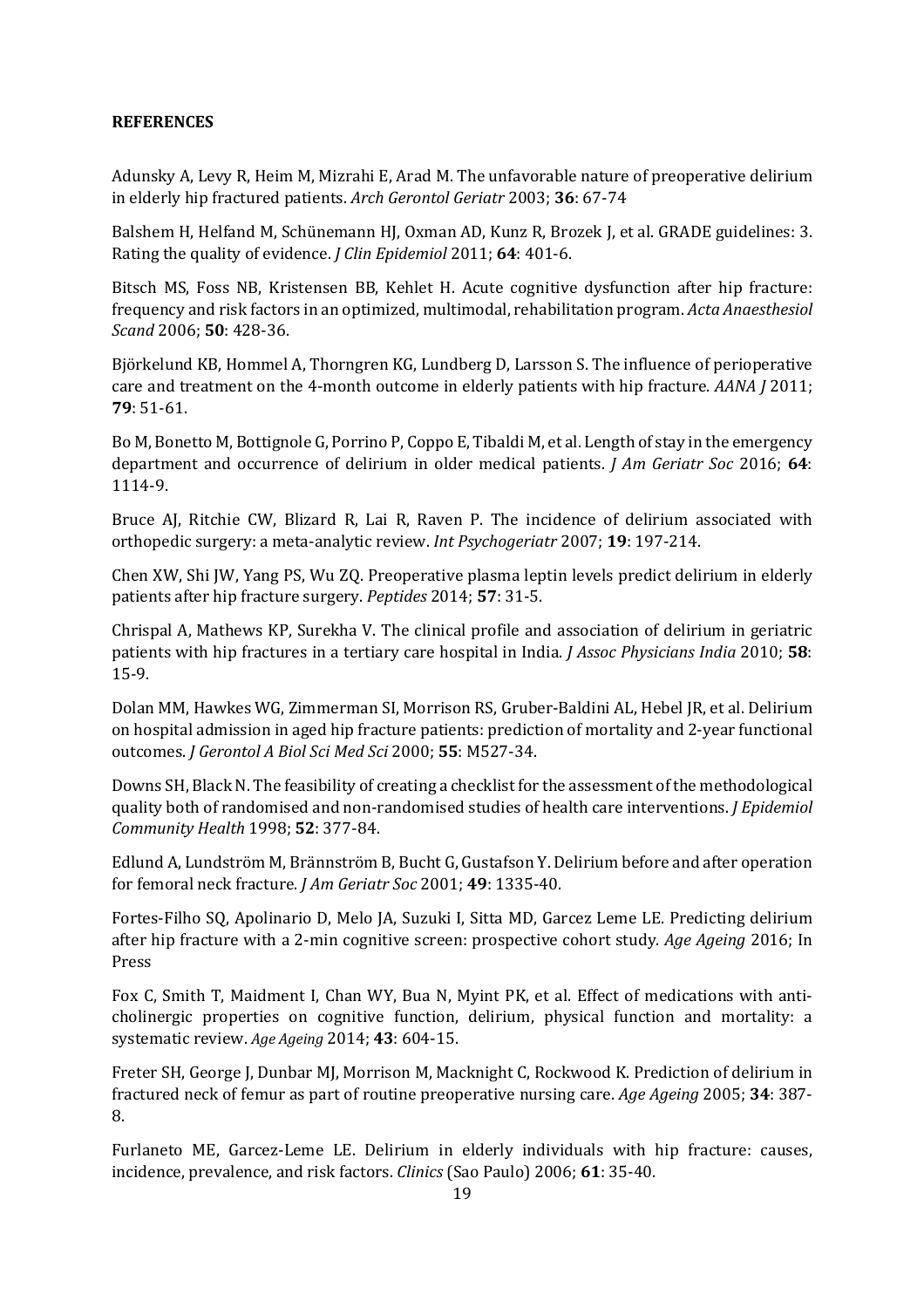**REFERENCES**

Adunsky A, Levy R, Heim M, Mizrahi E, Arad M. The unfavorable nature of preoperative delirium in elderly hip fractured patients. *Arch Gerontol Geriatr* 2003; **36**: 67-74

Balshem H, Helfand M, Schünemann HJ, Oxman AD, Kunz R, Brozek J, et al. GRADE guidelines: 3. Rating the quality of evidence. *J Clin Epidemiol* 2011; **64**: 401-6.

Bitsch MS, Foss NB, Kristensen BB, Kehlet H. Acute cognitive dysfunction after hip fracture: frequency and risk factors in an optimized, multimodal, rehabilitation program. *Acta Anaesthesiol Scand* 2006; **50**: 428-36.

Björkelund KB, Hommel A, Thorngren KG, Lundberg D, Larsson S. The influence of perioperative care and treatment on the 4-month outcome in elderly patients with hip fracture. *AANA J* 2011; **79**: 51-61.

Bo M, Bonetto M, Bottignole G, Porrino P, Coppo E, Tibaldi M, et al. Length of stay in the emergency department and occurrence of delirium in older medical patients. *J Am Geriatr Soc* 2016; **64**: 1114-9.

Bruce AJ, Ritchie CW, Blizard R, Lai R, Raven P. The incidence of delirium associated with orthopedic surgery: a meta-analytic review. *Int Psychogeriatr* 2007; **19**: 197-214.

Chen XW, Shi JW, Yang PS, Wu ZQ. Preoperative plasma leptin levels predict delirium in elderly patients after hip fracture surgery. *Peptides* 2014; **57**: 31-5.

Chrispal A, Mathews KP, Surekha V. The clinical profile and association of delirium in geriatric patients with hip fractures in a tertiary care hospital in India. *J Assoc Physicians India* 2010; **58**: 15-9.

Dolan MM, Hawkes WG, Zimmerman SI, Morrison RS, Gruber-Baldini AL, Hebel JR, et al. Delirium on hospital admission in aged hip fracture patients: prediction of mortality and 2-year functional outcomes. *J Gerontol A Biol Sci Med Sci* 2000; **55**: M527-34.

Downs SH, Black N. The feasibility of creating a checklist for the assessment of the methodological quality both of randomised and non-randomised studies of health care interventions. *J Epidemiol Community Health* 1998; **52**: 377-84.

Edlund A, Lundström M, Brännström B, Bucht G, Gustafson Y. Delirium before and after operation for femoral neck fracture. *J Am Geriatr Soc* 2001; **49**: 1335-40.

Fortes-Filho SQ, Apolinario D, Melo JA, Suzuki I, Sitta MD, Garcez Leme LE. Predicting delirium after hip fracture with a 2-min cognitive screen: prospective cohort study. *Age Ageing* 2016; In Press

Fox C, Smith T, Maidment I, Chan WY, Bua N, Myint PK, et al. Effect of medications with anti-cholinergic properties on cognitive function, delirium, physical function and mortality: a systematic review. *Age Ageing* 2014; **43**: 604-15.

Freter SH, George J, Dunbar MJ, Morrison M, Macknight C, Rockwood K. Prediction of delirium in fractured neck of femur as part of routine preoperative nursing care. *Age Ageing* 2005; **34**: 387-8.

Furlaneto ME, Garcez-Leme LE. Delirium in elderly individuals with hip fracture: causes, incidence, prevalence, and risk factors. *Clinics* (Sao Paulo) 2006; **61**: 35-40.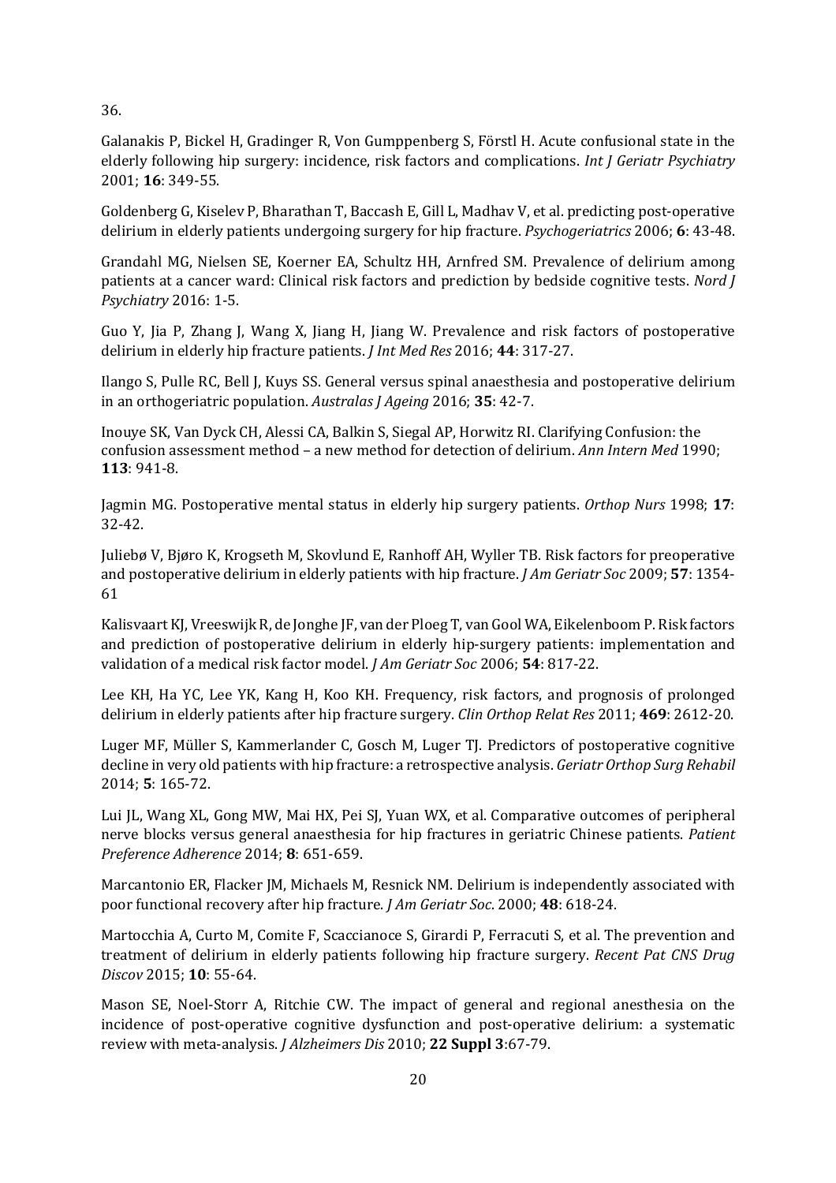36.

Galanakis P, Bickel H, Gradinger R, Von Gumppenberg S, Förstl H. Acute confusional state in the elderly following hip surgery: incidence, risk factors and complications. *Int J Geriatr Psychiatry* 2001; **16**: 349-55.

Goldenberg G, Kiselev P, Bharathan T, Baccash E, Gill L, Madhav V, et al. predicting post-operative delirium in elderly patients undergoing surgery for hip fracture. *Psychogeriatrics* 2006; **6**: 43-48.

Grandahl MG, Nielsen SE, Koerner EA, Schultz HH, Arnfred SM. Prevalence of delirium among patients at a cancer ward: Clinical risk factors and prediction by bedside cognitive tests. *Nord J Psychiatry* 2016: 1-5.

Guo Y, Jia P, Zhang J, Wang X, Jiang H, Jiang W. Prevalence and risk factors of postoperative delirium in elderly hip fracture patients. *J Int Med Res* 2016; **44**: 317-27.

Ilango S, Pulle RC, Bell J, Kuys SS. General versus spinal anaesthesia and postoperative delirium in an orthogeriatric population. *Australas J Ageing* 2016; **35**: 42-7.

Inouye SK, Van Dyck CH, Alessi CA, Balkin S, Siegal AP, Horwitz RI. Clarifying Confusion: the confusion assessment method – a new method for detection of delirium. *Ann Intern Med* 1990; **113**: 941-8.

Jagmin MG. Postoperative mental status in elderly hip surgery patients. *Orthop Nurs* 1998; **17**: 32-42.

Juliebø V, Bjøro K, Krogseth M, Skovlund E, Ranhoff AH, Wyller TB. Risk factors for preoperative and postoperative delirium in elderly patients with hip fracture. *J Am Geriatr Soc* 2009; **57**: 1354-61

Kalisvaart KJ, Vreeswijk R, de Jonghe JF, van der Ploeg T, van Gool WA, Eikelenboom P. Risk factors and prediction of postoperative delirium in elderly hip-surgery patients: implementation and validation of a medical risk factor model. *J Am Geriatr Soc* 2006; **54**: 817-22.

Lee KH, Ha YC, Lee YK, Kang H, Koo KH. Frequency, risk factors, and prognosis of prolonged delirium in elderly patients after hip fracture surgery. *Clin Orthop Relat Res* 2011; **469**: 2612-20.

Luger MF, Müller S, Kammerlander C, Gosch M, Luger TJ. Predictors of postoperative cognitive decline in very old patients with hip fracture: a retrospective analysis. *Geriatr Orthop Surg Rehabil* 2014; **5**: 165-72.

Lui JL, Wang XL, Gong MW, Mai HX, Pei SJ, Yuan WX, et al. Comparative outcomes of peripheral nerve blocks versus general anaesthesia for hip fractures in geriatric Chinese patients. *Patient Preference Adherence* 2014; **8**: 651-659.

Marcantonio ER, Flacker JM, Michaels M, Resnick NM. Delirium is independently associated with poor functional recovery after hip fracture. *J Am Geriatr Soc*. 2000; **48**: 618-24.

Martocchia A, Curto M, Comite F, Scaccianoce S, Girardi P, Ferracuti S, et al. The prevention and treatment of delirium in elderly patients following hip fracture surgery. *Recent Pat CNS Drug Discov* 2015; **10**: 55-64.

Mason SE, Noel-Storr A, Ritchie CW. The impact of general and regional anesthesia on the incidence of post-operative cognitive dysfunction and post-operative delirium: a systematic review with meta-analysis. *J Alzheimers Dis* 2010; **22 Suppl 3**:67-79.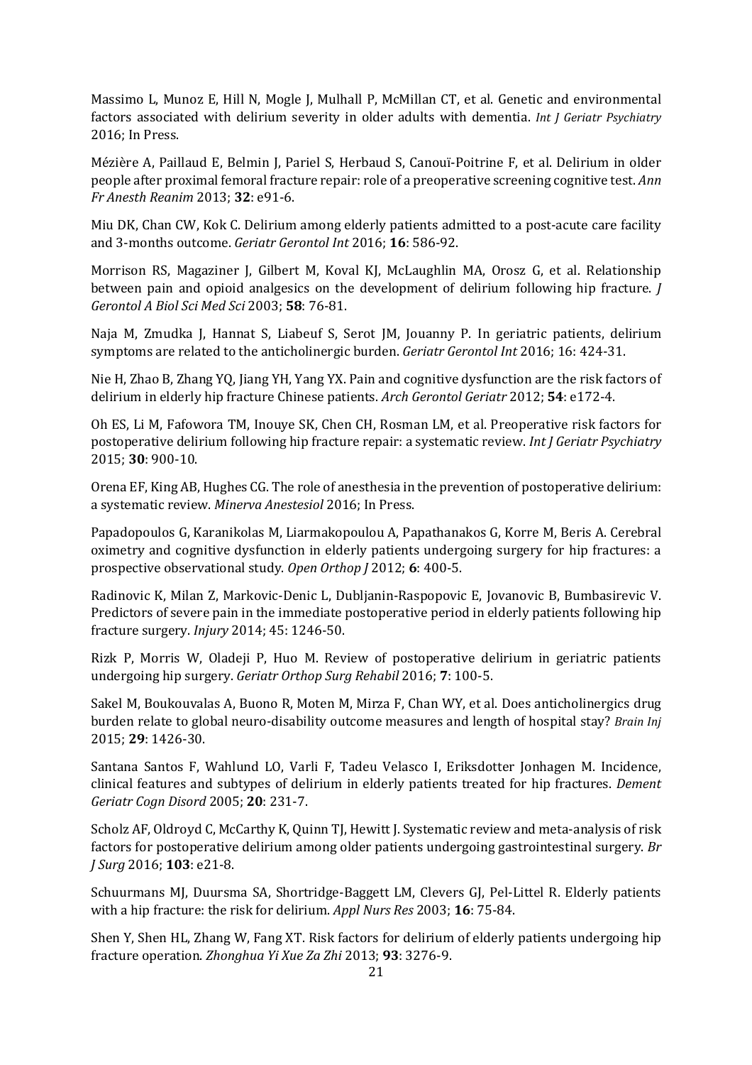Massimo L, Munoz E, Hill N, Mogle J, Mulhall P, McMillan CT, et al. Genetic and environmental factors associated with delirium severity in older adults with dementia. *Int J Geriatr Psychiatry* 2016; In Press.

Mézière A, Paillaud E, Belmin J, Pariel S, Herbaud S, Canouï-Poitrine F, et al. Delirium in older people after proximal femoral fracture repair: role of a preoperative screening cognitive test. *Ann Fr Anesth Reanim* 2013; **32**: e91-6.

Miu DK, Chan CW, Kok C. Delirium among elderly patients admitted to a post-acute care facility and 3-months outcome. *Geriatr Gerontol Int* 2016; **16**: 586-92.

Morrison RS, Magaziner J, Gilbert M, Koval KJ, McLaughlin MA, Orosz G, et al. Relationship between pain and opioid analgesics on the development of delirium following hip fracture. *J Gerontol A Biol Sci Med Sci* 2003; **58**: 76-81.

Naja M, Zmudka J, Hannat S, Liabeuf S, Serot JM, Jouanny P. In geriatric patients, delirium symptoms are related to the anticholinergic burden. *Geriatr Gerontol Int* 2016; 16: 424-31.

Nie H, Zhao B, Zhang YQ, Jiang YH, Yang YX. Pain and cognitive dysfunction are the risk factors of delirium in elderly hip fracture Chinese patients. *Arch Gerontol Geriatr* 2012; **54**: e172-4.

Oh ES, Li M, Fafowora TM, Inouye SK, Chen CH, Rosman LM, et al. Preoperative risk factors for postoperative delirium following hip fracture repair: a systematic review. *Int J Geriatr Psychiatry* 2015; **30**: 900-10.

Orena EF, King AB, Hughes CG. The role of anesthesia in the prevention of postoperative delirium: a systematic review. *Minerva Anestesiol* 2016; In Press.

Papadopoulos G, Karanikolas M, Liarmakopoulou A, Papathanakos G, Korre M, Beris A. Cerebral oximetry and cognitive dysfunction in elderly patients undergoing surgery for hip fractures: a prospective observational study. *Open Orthop J* 2012; **6**: 400-5.

Radinovic K, Milan Z, Markovic-Denic L, Dubljanin-Raspopovic E, Jovanovic B, Bumbasirevic V. Predictors of severe pain in the immediate postoperative period in elderly patients following hip fracture surgery. *Injury* 2014; 45: 1246-50.

Rizk P, Morris W, Oladeji P, Huo M. Review of postoperative delirium in geriatric patients undergoing hip surgery. *Geriatr Orthop Surg Rehabil* 2016; **7**: 100-5.

Sakel M, Boukouvalas A, Buono R, Moten M, Mirza F, Chan WY, et al. Does anticholinergics drug burden relate to global neuro-disability outcome measures and length of hospital stay? *Brain Inj* 2015; **29**: 1426-30.

Santana Santos F, Wahlund LO, Varli F, Tadeu Velasco I, Eriksdotter Jonhagen M. Incidence, clinical features and subtypes of delirium in elderly patients treated for hip fractures. *Dement Geriatr Cogn Disord* 2005; **20**: 231-7.

Scholz AF, Oldroyd C, McCarthy K, Quinn TJ, Hewitt J. Systematic review and meta-analysis of risk factors for postoperative delirium among older patients undergoing gastrointestinal surgery. *Br J Surg* 2016; **103**: e21-8.

Schuurmans MJ, Duursma SA, Shortridge-Baggett LM, Clevers GJ, Pel-Littel R. Elderly patients with a hip fracture: the risk for delirium. *Appl Nurs Res* 2003; **16**: 75-84.

Shen Y, Shen HL, Zhang W, Fang XT. Risk factors for delirium of elderly patients undergoing hip fracture operation. *Zhonghua Yi Xue Za Zhi* 2013; **93**: 3276-9.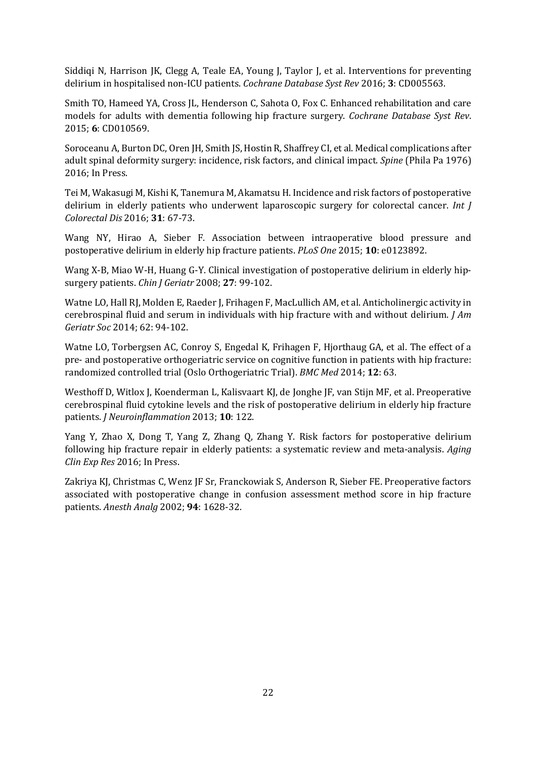Siddiqi N, Harrison JK, Clegg A, Teale EA, Young J, Taylor J, et al. Interventions for preventing delirium in hospitalised non-ICU patients. *Cochrane Database Syst Rev* 2016; **3**: CD005563.

Smith TO, Hameed YA, Cross JL, Henderson C, Sahota O, Fox C. Enhanced rehabilitation and care models for adults with dementia following hip fracture surgery. *Cochrane Database Syst Rev*. 2015; **6**: CD010569.

Soroceanu A, Burton DC, Oren JH, Smith JS, Hostin R, Shaffrey CI, et al. Medical complications after adult spinal deformity surgery: incidence, risk factors, and clinical impact. *Spine* (Phila Pa 1976) 2016; In Press.

Tei M, Wakasugi M, Kishi K, Tanemura M, Akamatsu H. Incidence and risk factors of postoperative delirium in elderly patients who underwent laparoscopic surgery for colorectal cancer. *Int J Colorectal Dis* 2016; **31**: 67-73.

Wang NY, Hirao A, Sieber F. Association between intraoperative blood pressure and postoperative delirium in elderly hip fracture patients. *PLoS One* 2015; **10**: e0123892.

Wang X-B, Miao W-H, Huang G-Y. Clinical investigation of postoperative delirium in elderly hip-surgery patients. *Chin J Geriatr* 2008; **27**: 99-102.

Watne LO, Hall RJ, Molden E, Raeder J, Frihagen F, MacLullich AM, et al. Anticholinergic activity in cerebrospinal fluid and serum in individuals with hip fracture with and without delirium. *J Am Geriatr Soc* 2014; 62: 94-102.

Watne LO, Torbergsen AC, Conroy S, Engedal K, Frihagen F, Hjorthaug GA, et al. The effect of a pre- and postoperative orthogeriatric service on cognitive function in patients with hip fracture: randomized controlled trial (Oslo Orthogeriatric Trial). *BMC Med* 2014; **12**: 63.

Westhoff D, Witlox J, Koenderman L, Kalisvaart KJ, de Jonghe JF, van Stijn MF, et al. Preoperative cerebrospinal fluid cytokine levels and the risk of postoperative delirium in elderly hip fracture patients. *J Neuroinflammation* 2013; **10**: 122.

Yang Y, Zhao X, Dong T, Yang Z, Zhang Q, Zhang Y. Risk factors for postoperative delirium following hip fracture repair in elderly patients: a systematic review and meta-analysis. *Aging Clin Exp Res* 2016; In Press.

Zakriya KJ, Christmas C, Wenz JF Sr, Franckowiak S, Anderson R, Sieber FE. Preoperative factors associated with postoperative change in confusion assessment method score in hip fracture patients. *Anesth Analg* 2002; **94**: 1628-32.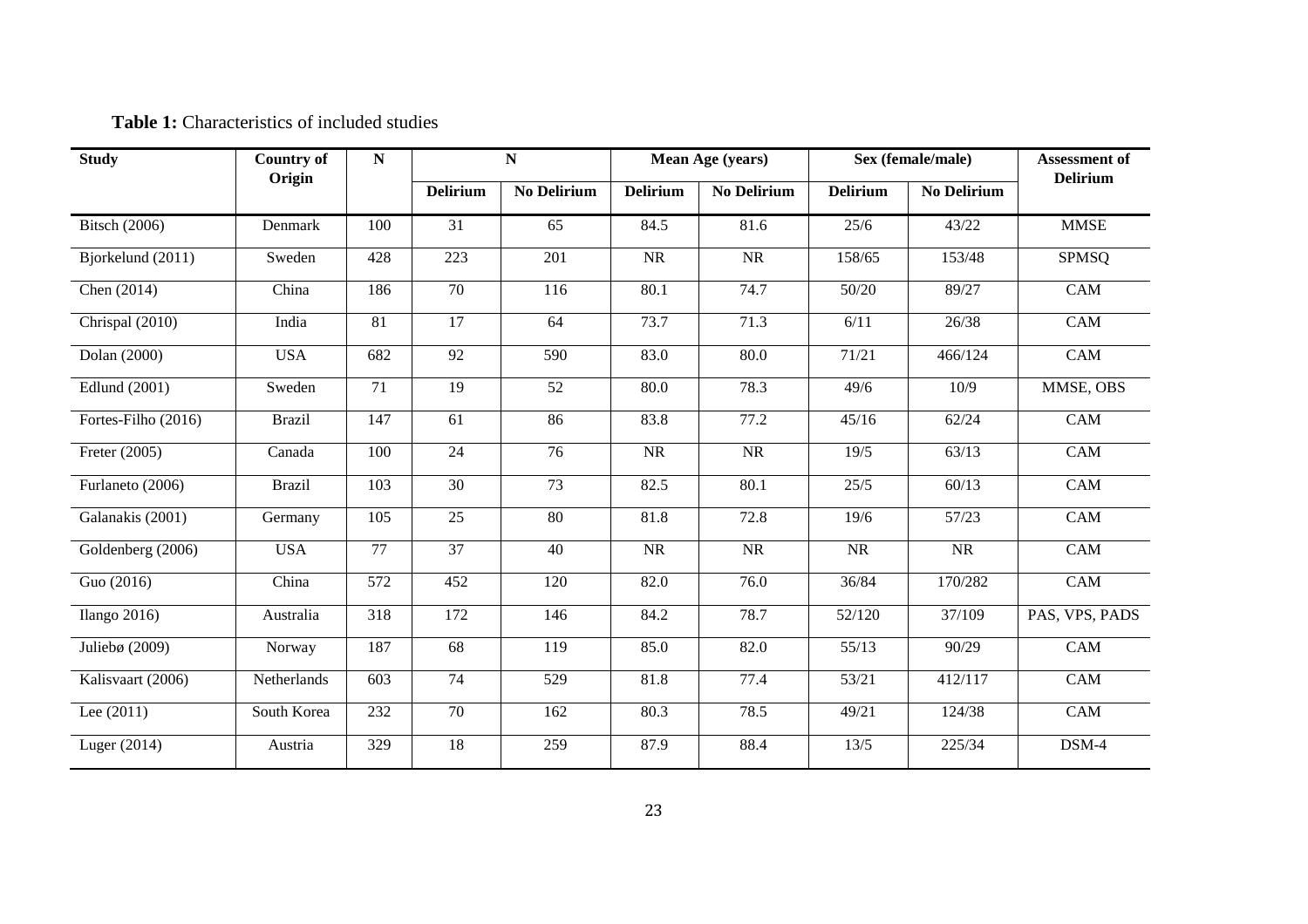**Table 1:** Characteristics of included studies

| Study | Country of Origin | N | N | | Mean Age (years) | | Sex (female/male) | | Assessment of Delirium |
|---|---|---|---|---|---|---|---|---|---|
| | | | Delirium | No Delirium | Delirium | No Delirium | Delirium | No Delirium | |
| Bitsch (2006) | Denmark | 100 | 31 | 65 | 84.5 | 81.6 | 25/6 | 43/22 | MMSE |
| Bjorkelund (2011) | Sweden | 428 | 223 | 201 | NR | NR | 158/65 | 153/48 | SPMSQ |
| Chen (2014) | China | 186 | 70 | 116 | 80.1 | 74.7 | 50/20 | 89/27 | CAM |
| Chrispal (2010) | India | 81 | 17 | 64 | 73.7 | 71.3 | 6/11 | 26/38 | CAM |
| Dolan (2000) | USA | 682 | 92 | 590 | 83.0 | 80.0 | 71/21 | 466/124 | CAM |
| Edlund (2001) | Sweden | 71 | 19 | 52 | 80.0 | 78.3 | 49/6 | 10/9 | MMSE, OBS |
| Fortes-Filho (2016) | Brazil | 147 | 61 | 86 | 83.8 | 77.2 | 45/16 | 62/24 | CAM |
| Freter (2005) | Canada | 100 | 24 | 76 | NR | NR | 19/5 | 63/13 | CAM |
| Furlaneto (2006) | Brazil | 103 | 30 | 73 | 82.5 | 80.1 | 25/5 | 60/13 | CAM |
| Galanakis (2001) | Germany | 105 | 25 | 80 | 81.8 | 72.8 | 19/6 | 57/23 | CAM |
| Goldenberg (2006) | USA | 77 | 37 | 40 | NR | NR | NR | NR | CAM |
| Guo (2016) | China | 572 | 452 | 120 | 82.0 | 76.0 | 36/84 | 170/282 | CAM |
| Ilango 2016) | Australia | 318 | 172 | 146 | 84.2 | 78.7 | 52/120 | 37/109 | PAS, VPS, PADS |
| Juliebø (2009) | Norway | 187 | 68 | 119 | 85.0 | 82.0 | 55/13 | 90/29 | CAM |
| Kalisvaart (2006) | Netherlands | 603 | 74 | 529 | 81.8 | 77.4 | 53/21 | 412/117 | CAM |
| Lee (2011) | South Korea | 232 | 70 | 162 | 80.3 | 78.5 | 49/21 | 124/38 | CAM |
| Luger (2014) | Austria | 329 | 18 | 259 | 87.9 | 88.4 | 13/5 | 225/34 | DSM-4 |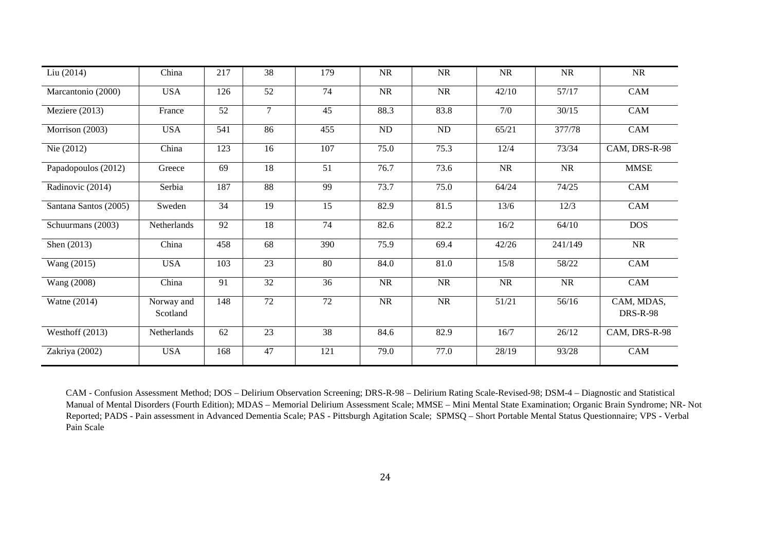| Liu (2014) | China | 217 | 38 | 179 | NR | NR | NR | NR | NR |
|---|---|---|---|---|---|---|---|---|---|
| Marcantonio (2000) | USA | 126 | 52 | 74 | NR | NR | 42/10 | 57/17 | CAM |
| Meziere (2013) | France | 52 | 7 | 45 | 88.3 | 83.8 | 7/0 | 30/15 | CAM |
| Morrison (2003) | USA | 541 | 86 | 455 | ND | ND | 65/21 | 377/78 | CAM |
| Nie (2012) | China | 123 | 16 | 107 | 75.0 | 75.3 | 12/4 | 73/34 | CAM, DRS-R-98 |
| Papadopoulos (2012) | Greece | 69 | 18 | 51 | 76.7 | 73.6 | NR | NR | MMSE |
| Radinovic (2014) | Serbia | 187 | 88 | 99 | 73.7 | 75.0 | 64/24 | 74/25 | CAM |
| Santana Santos (2005) | Sweden | 34 | 19 | 15 | 82.9 | 81.5 | 13/6 | 12/3 | CAM |
| Schuurmans (2003) | Netherlands | 92 | 18 | 74 | 82.6 | 82.2 | 16/2 | 64/10 | DOS |
| Shen (2013) | China | 458 | 68 | 390 | 75.9 | 69.4 | 42/26 | 241/149 | NR |
| Wang (2015) | USA | 103 | 23 | 80 | 84.0 | 81.0 | 15/8 | 58/22 | CAM |
| Wang (2008) | China | 91 | 32 | 36 | NR | NR | NR | NR | CAM |
| Watne (2014) | Norway and Scotland | 148 | 72 | 72 | NR | NR | 51/21 | 56/16 | CAM, MDAS, DRS-R-98 |
| Westhoff (2013) | Netherlands | 62 | 23 | 38 | 84.6 | 82.9 | 16/7 | 26/12 | CAM, DRS-R-98 |
| Zakriya (2002) | USA | 168 | 47 | 121 | 79.0 | 77.0 | 28/19 | 93/28 | CAM |

CAM - Confusion Assessment Method; DOS – Delirium Observation Screening; DRS-R-98 – Delirium Rating Scale-Revised-98; DSM-4 – Diagnostic and Statistical Manual of Mental Disorders (Fourth Edition); MDAS – Memorial Delirium Assessment Scale; MMSE – Mini Mental State Examination; Organic Brain Syndrome; NR- Not Reported; PADS - Pain assessment in Advanced Dementia Scale; PAS - Pittsburgh Agitation Scale; SPMSQ – Short Portable Mental Status Questionnaire; VPS - Verbal Pain Scale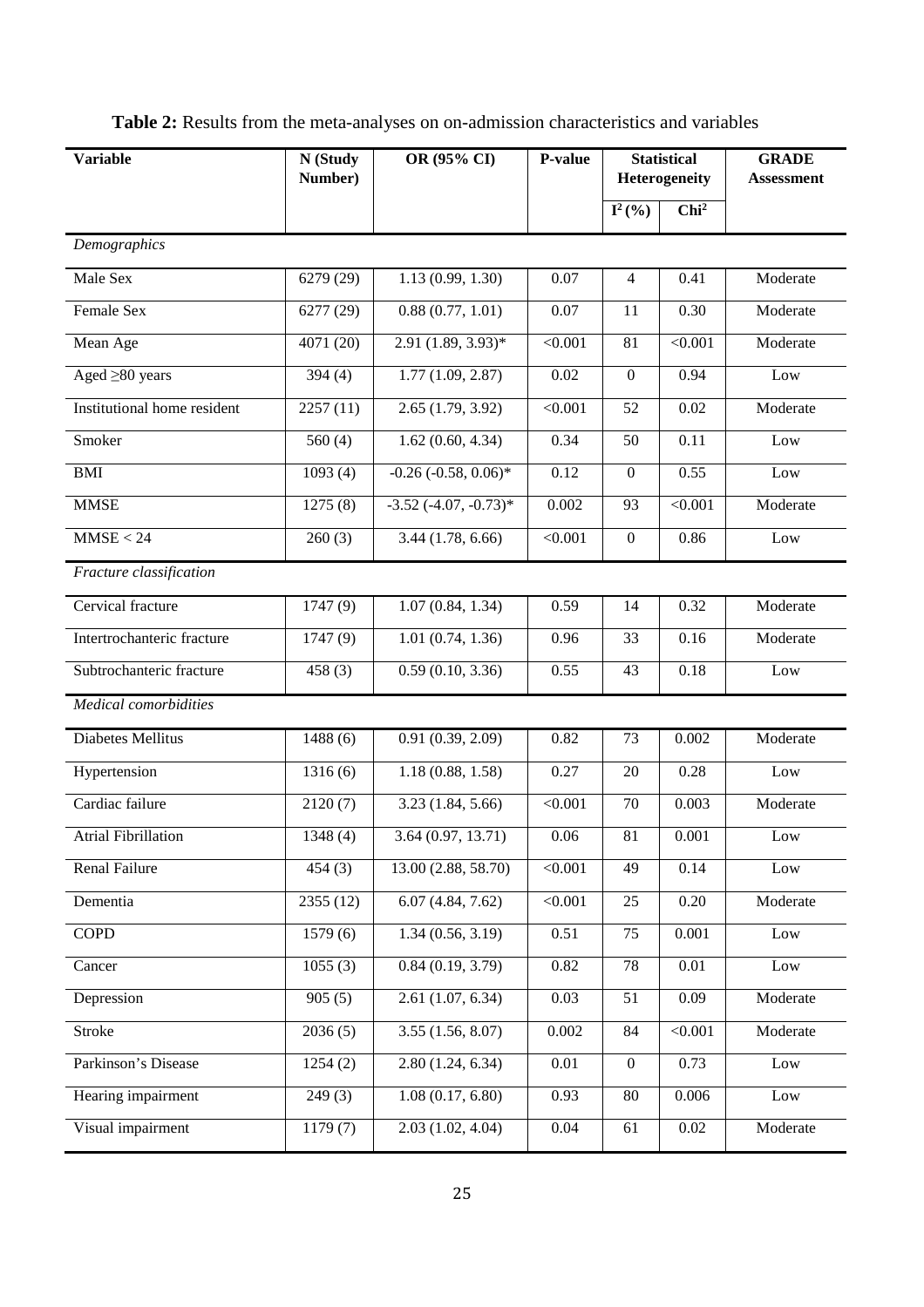**Table 2:** Results from the meta-analyses on on-admission characteristics and variables

| Variable | N (Study Number) | OR (95% CI) | P-value | Statistical Heterogeneity | | GRADE Assessment |
|---|---|---|---|---|---|---|
| | | | | $I^2$ (%) | $Chi^2$ | |
| *Demographics* | | | | | | |
| Male Sex | 6279 (29) | 1.13 (0.99, 1.30) | 0.07 | 4 | 0.41 | Moderate |
| Female Sex | 6277 (29) | 0.88 (0.77, 1.01) | 0.07 | 11 | 0.30 | Moderate |
| Mean Age | 4071 (20) | 2.91 (1.89, 3.93)* | <0.001 | 81 | <0.001 | Moderate |
| Aged ≥80 years | 394 (4) | 1.77 (1.09, 2.87) | 0.02 | 0 | 0.94 | Low |
| Institutional home resident | 2257 (11) | 2.65 (1.79, 3.92) | <0.001 | 52 | 0.02 | Moderate |
| Smoker | 560 (4) | 1.62 (0.60, 4.34) | 0.34 | 50 | 0.11 | Low |
| BMI | 1093 (4) | -0.26 (-0.58, 0.06)* | 0.12 | 0 | 0.55 | Low |
| MMSE | 1275 (8) | -3.52 (-4.07, -0.73)* | 0.002 | 93 | <0.001 | Moderate |
| MMSE < 24 | 260 (3) | 3.44 (1.78, 6.66) | <0.001 | 0 | 0.86 | Low |
| *Fracture classification* | | | | | | |
| Cervical fracture | 1747 (9) | 1.07 (0.84, 1.34) | 0.59 | 14 | 0.32 | Moderate |
| Intertrochanteric fracture | 1747 (9) | 1.01 (0.74, 1.36) | 0.96 | 33 | 0.16 | Moderate |
| Subtrochanteric fracture | 458 (3) | 0.59 (0.10, 3.36) | 0.55 | 43 | 0.18 | Low |
| *Medical comorbidities* | | | | | | |
| Diabetes Mellitus | 1488 (6) | 0.91 (0.39, 2.09) | 0.82 | 73 | 0.002 | Moderate |
| Hypertension | 1316 (6) | 1.18 (0.88, 1.58) | 0.27 | 20 | 0.28 | Low |
| Cardiac failure | 2120 (7) | 3.23 (1.84, 5.66) | <0.001 | 70 | 0.003 | Moderate |
| Atrial Fibrillation | 1348 (4) | 3.64 (0.97, 13.71) | 0.06 | 81 | 0.001 | Low |
| Renal Failure | 454 (3) | 13.00 (2.88, 58.70) | <0.001 | 49 | 0.14 | Low |
| Dementia | 2355 (12) | 6.07 (4.84, 7.62) | <0.001 | 25 | 0.20 | Moderate |
| COPD | 1579 (6) | 1.34 (0.56, 3.19) | 0.51 | 75 | 0.001 | Low |
| Cancer | 1055 (3) | 0.84 (0.19, 3.79) | 0.82 | 78 | 0.01 | Low |
| Depression | 905 (5) | 2.61 (1.07, 6.34) | 0.03 | 51 | 0.09 | Moderate |
| Stroke | 2036 (5) | 3.55 (1.56, 8.07) | 0.002 | 84 | <0.001 | Moderate |
| Parkinson's Disease | 1254 (2) | 2.80 (1.24, 6.34) | 0.01 | 0 | 0.73 | Low |
| Hearing impairment | 249 (3) | 1.08 (0.17, 6.80) | 0.93 | 80 | 0.006 | Low |
| Visual impairment | 1179 (7) | 2.03 (1.02, 4.04) | 0.04 | 61 | 0.02 | Moderate |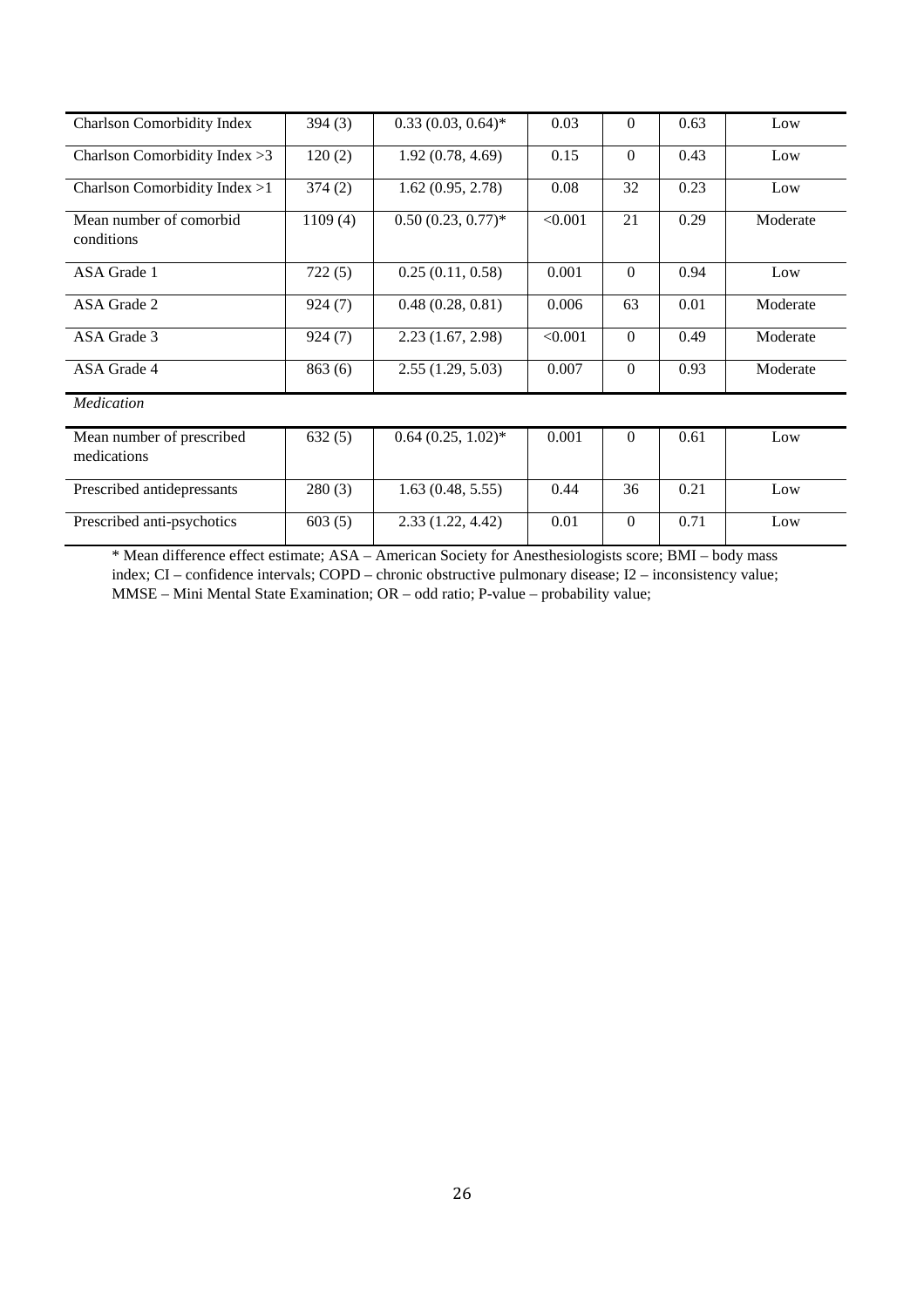| | | | | | | |
|---|---|---|---|---|---|---|
| Charlson Comorbidity Index | 394 (3) | 0.33 (0.03, 0.64)* | 0.03 | 0 | 0.63 | Low |
| Charlson Comorbidity Index >3 | 120 (2) | 1.92 (0.78, 4.69) | 0.15 | 0 | 0.43 | Low |
| Charlson Comorbidity Index >1 | 374 (2) | 1.62 (0.95, 2.78) | 0.08 | 32 | 0.23 | Low |
| Mean number of comorbid conditions | 1109 (4) | 0.50 (0.23, 0.77)* | <0.001 | 21 | 0.29 | Moderate |
| ASA Grade 1 | 722 (5) | 0.25 (0.11, 0.58) | 0.001 | 0 | 0.94 | Low |
| ASA Grade 2 | 924 (7) | 0.48 (0.28, 0.81) | 0.006 | 63 | 0.01 | Moderate |
| ASA Grade 3 | 924 (7) | 2.23 (1.67, 2.98) | <0.001 | 0 | 0.49 | Moderate |
| ASA Grade 4 | 863 (6) | 2.55 (1.29, 5.03) | 0.007 | 0 | 0.93 | Moderate |
| *Medication* | | | | | | |
| Mean number of prescribed medications | 632 (5) | 0.64 (0.25, 1.02)* | 0.001 | 0 | 0.61 | Low |
| Prescribed antidepressants | 280 (3) | 1.63 (0.48, 5.55) | 0.44 | 36 | 0.21 | Low |
| Prescribed anti-psychotics | 603 (5) | 2.33 (1.22, 4.42) | 0.01 | 0 | 0.71 | Low |

* Mean difference effect estimate; ASA – American Society for Anesthesiologists score; BMI – body mass index; CI – confidence intervals; COPD – chronic obstructive pulmonary disease; I2 – inconsistency value; MMSE – Mini Mental State Examination; OR – odd ratio; P-value – probability value;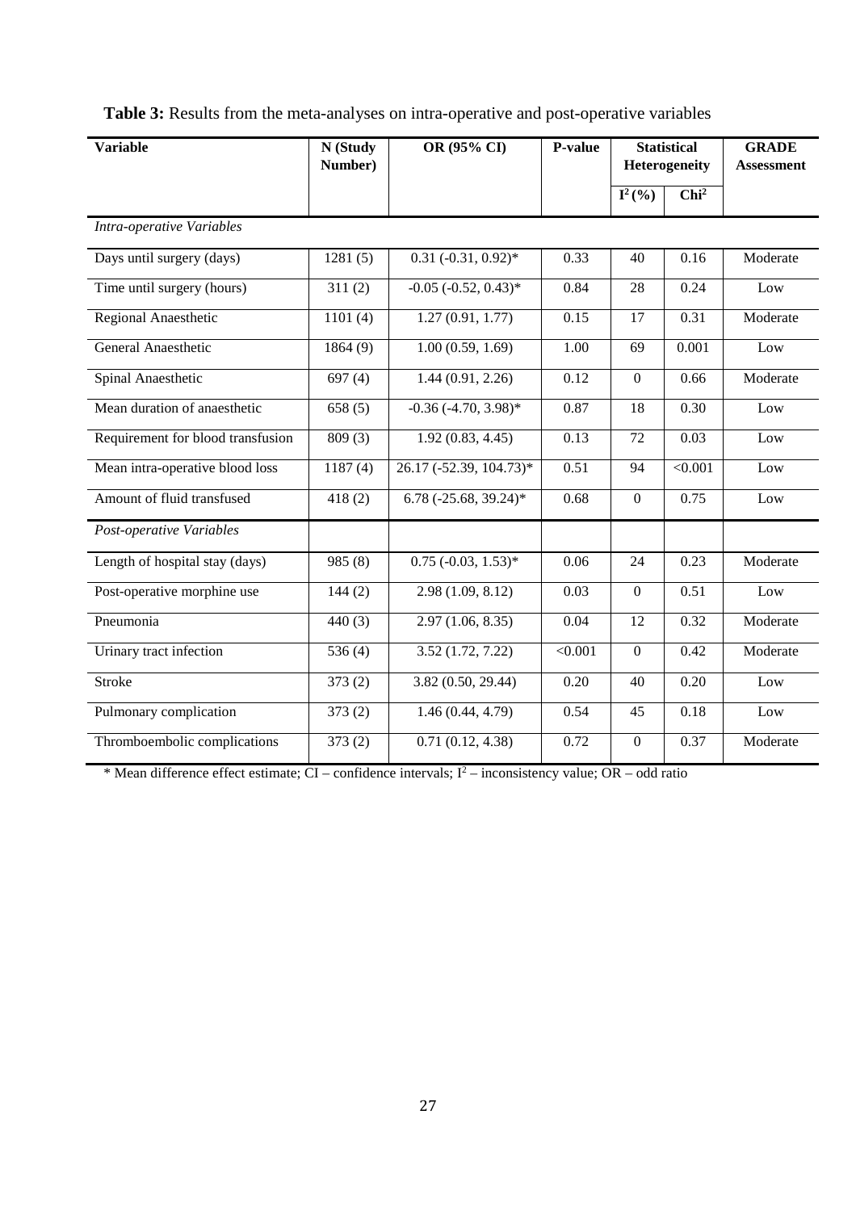**Table 3:** Results from the meta-analyses on intra-operative and post-operative variables

| Variable | N (Study Number) | OR (95% CI) | P-value | Statistical Heterogeneity | | GRADE Assessment |
|---|---|---|---|---|---|---|
| | | | | $I^2$ (%) | $Chi^2$ | |
| *Intra-operative Variables* | | | | | | |
| Days until surgery (days) | 1281 (5) | 0.31 (-0.31, 0.92)* | 0.33 | 40 | 0.16 | Moderate |
| Time until surgery (hours) | 311 (2) | -0.05 (-0.52, 0.43)* | 0.84 | 28 | 0.24 | Low |
| Regional Anaesthetic | 1101 (4) | 1.27 (0.91, 1.77) | 0.15 | 17 | 0.31 | Moderate |
| General Anaesthetic | 1864 (9) | 1.00 (0.59, 1.69) | 1.00 | 69 | 0.001 | Low |
| Spinal Anaesthetic | 697 (4) | 1.44 (0.91, 2.26) | 0.12 | 0 | 0.66 | Moderate |
| Mean duration of anaesthetic | 658 (5) | -0.36 (-4.70, 3.98)* | 0.87 | 18 | 0.30 | Low |
| Requirement for blood transfusion | 809 (3) | 1.92 (0.83, 4.45) | 0.13 | 72 | 0.03 | Low |
| Mean intra-operative blood loss | 1187 (4) | 26.17 (-52.39, 104.73)* | 0.51 | 94 | <0.001 | Low |
| Amount of fluid transfused | 418 (2) | 6.78 (-25.68, 39.24)* | 0.68 | 0 | 0.75 | Low |
| *Post-operative Variables* | | | | | | |
| Length of hospital stay (days) | 985 (8) | 0.75 (-0.03, 1.53)* | 0.06 | 24 | 0.23 | Moderate |
| Post-operative morphine use | 144 (2) | 2.98 (1.09, 8.12) | 0.03 | 0 | 0.51 | Low |
| Pneumonia | 440 (3) | 2.97 (1.06, 8.35) | 0.04 | 12 | 0.32 | Moderate |
| Urinary tract infection | 536 (4) | 3.52 (1.72, 7.22) | <0.001 | 0 | 0.42 | Moderate |
| Stroke | 373 (2) | 3.82 (0.50, 29.44) | 0.20 | 40 | 0.20 | Low |
| Pulmonary complication | 373 (2) | 1.46 (0.44, 4.79) | 0.54 | 45 | 0.18 | Low |
| Thromboembolic complications | 373 (2) | 0.71 (0.12, 4.38) | 0.72 | 0 | 0.37 | Moderate |

* Mean difference effect estimate; CI – confidence intervals; $I^2$ – inconsistency value; OR – odd ratio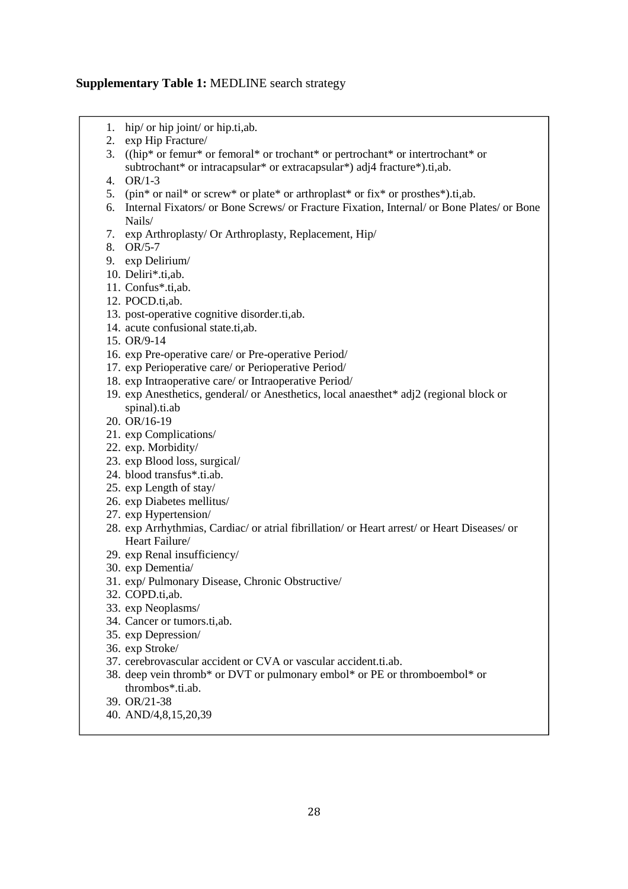**Supplementary Table 1:** MEDLINE search strategy

1. hip/ or hip joint/ or hip.ti,ab.
2. exp Hip Fracture/
3. ((hip* or femur* or femoral* or trochant* or pertrochant* or intertrochant* or subtrochant* or intracapsular* or extracapsular*) adj4 fracture*).ti,ab.
4. OR/1-3
5. (pin* or nail* or screw* or plate* or arthroplast* or fix* or prosthes*).ti,ab.
6. Internal Fixators/ or Bone Screws/ or Fracture Fixation, Internal/ or Bone Plates/ or Bone Nails/
7. exp Arthroplasty/ Or Arthroplasty, Replacement, Hip/
8. OR/5-7
9. exp Delirium/
10. Deliri*.ti,ab.
11. Confus*.ti,ab.
12. POCD.ti,ab.
13. post-operative cognitive disorder.ti,ab.
14. acute confusional state.ti,ab.
15. OR/9-14
16. exp Pre-operative care/ or Pre-operative Period/
17. exp Perioperative care/ or Perioperative Period/
18. exp Intraoperative care/ or Intraoperative Period/
19. exp Anesthetics, genderal/ or Anesthetics, local anaesthet* adj2 (regional block or spinal).ti.ab
20. OR/16-19
21. exp Complications/
22. exp. Morbidity/
23. exp Blood loss, surgical/
24. blood transfus*.ti.ab.
25. exp Length of stay/
26. exp Diabetes mellitus/
27. exp Hypertension/
28. exp Arrhythmias, Cardiac/ or atrial fibrillation/ or Heart arrest/ or Heart Diseases/ or Heart Failure/
29. exp Renal insufficiency/
30. exp Dementia/
31. exp/ Pulmonary Disease, Chronic Obstructive/
32. COPD.ti,ab.
33. exp Neoplasms/
34. Cancer or tumors.ti,ab.
35. exp Depression/
36. exp Stroke/
37. cerebrovascular accident or CVA or vascular accident.ti.ab.
38. deep vein thromb* or DVT or pulmonary embol* or PE or thromboembol* or thrombos*.ti.ab.
39. OR/21-38
40. AND/4,8,15,20,39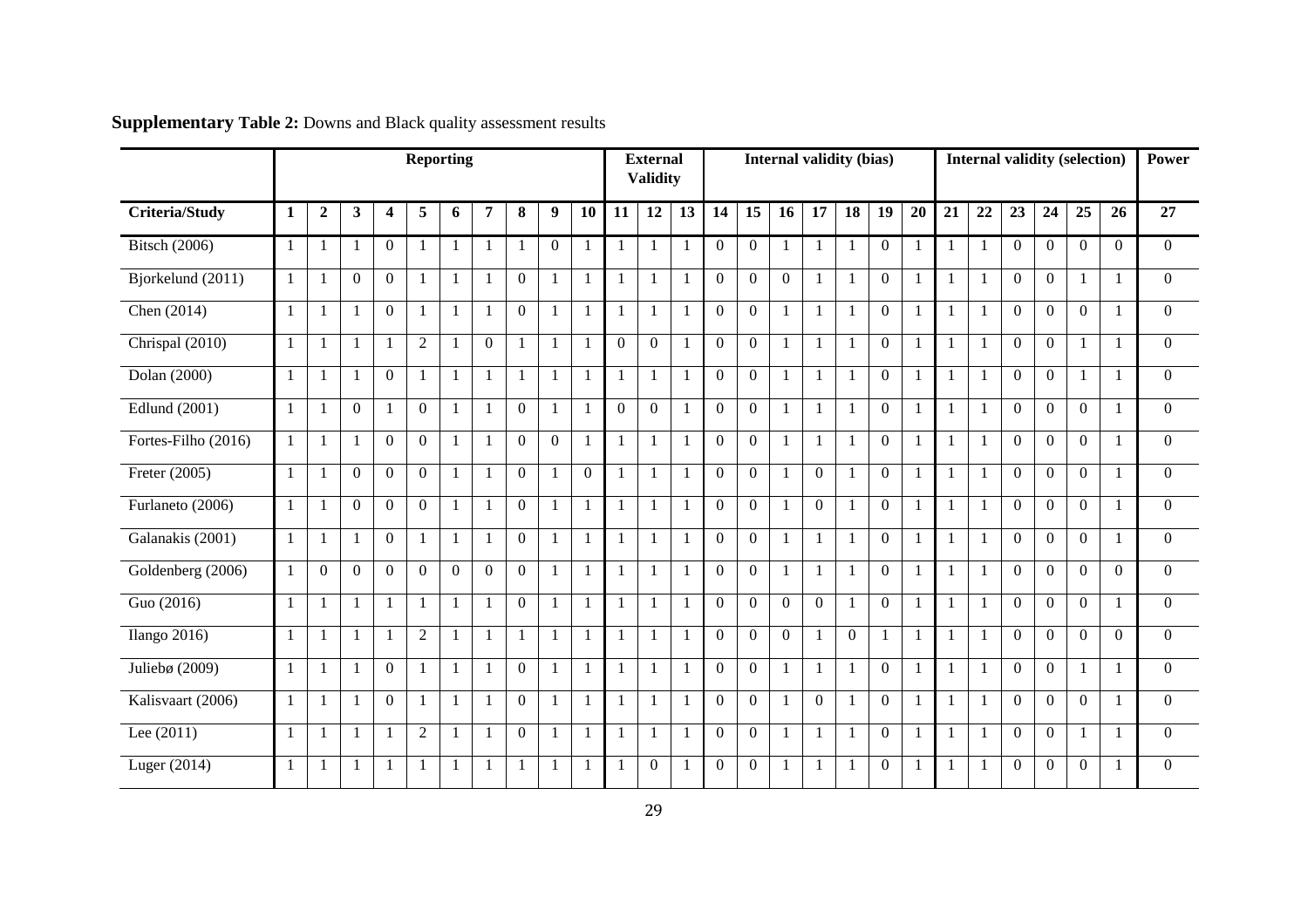**Supplementary Table 2:** Downs and Black quality assessment results

| | Reporting | | | | | | | | | | External Validity | | | Internal validity (bias) | | | | | | | Internal validity (selection) | | | | | | Power |
|---|---|---|---|---|---|---|---|---|---|---|---|---|---|---|---|---|---|---|---|---|---|---|---|---|---|---|---|
| **Criteria/Study** | **1** | **2** | **3** | **4** | **5** | **6** | **7** | **8** | **9** | **10** | **11** | **12** | **13** | **14** | **15** | **16** | **17** | **18** | **19** | **20** | **21** | **22** | **23** | **24** | **25** | **26** | **27** |
| Bitsch (2006) | 1 | 1 | 1 | 0 | 1 | 1 | 1 | 1 | 0 | 1 | 1 | 1 | 1 | 0 | 0 | 1 | 1 | 1 | 0 | 1 | 1 | 1 | 0 | 0 | 0 | 0 | 0 |
| Bjorkelund (2011) | 1 | 1 | 0 | 0 | 1 | 1 | 1 | 0 | 1 | 1 | 1 | 1 | 1 | 0 | 0 | 0 | 1 | 1 | 0 | 1 | 1 | 1 | 0 | 0 | 1 | 1 | 0 |
| Chen (2014) | 1 | 1 | 1 | 0 | 1 | 1 | 1 | 0 | 1 | 1 | 1 | 1 | 1 | 0 | 0 | 1 | 1 | 1 | 0 | 1 | 1 | 1 | 0 | 0 | 0 | 1 | 0 |
| Chrispal (2010) | 1 | 1 | 1 | 1 | 2 | 1 | 0 | 1 | 1 | 1 | 0 | 0 | 1 | 0 | 0 | 1 | 1 | 1 | 0 | 1 | 1 | 1 | 0 | 0 | 1 | 1 | 0 |
| Dolan (2000) | 1 | 1 | 1 | 0 | 1 | 1 | 1 | 1 | 1 | 1 | 1 | 1 | 1 | 0 | 0 | 1 | 1 | 1 | 0 | 1 | 1 | 1 | 0 | 0 | 1 | 1 | 0 |
| Edlund (2001) | 1 | 1 | 0 | 1 | 0 | 1 | 1 | 0 | 1 | 1 | 0 | 0 | 1 | 0 | 0 | 1 | 1 | 1 | 0 | 1 | 1 | 1 | 0 | 0 | 0 | 1 | 0 |
| Fortes-Filho (2016) | 1 | 1 | 1 | 0 | 0 | 1 | 1 | 0 | 0 | 1 | 1 | 1 | 1 | 0 | 0 | 1 | 1 | 1 | 0 | 1 | 1 | 1 | 0 | 0 | 0 | 1 | 0 |
| Freter (2005) | 1 | 1 | 0 | 0 | 0 | 1 | 1 | 0 | 1 | 0 | 1 | 1 | 1 | 0 | 0 | 1 | 0 | 1 | 0 | 1 | 1 | 1 | 0 | 0 | 0 | 1 | 0 |
| Furlaneto (2006) | 1 | 1 | 0 | 0 | 0 | 1 | 1 | 0 | 1 | 1 | 1 | 1 | 1 | 0 | 0 | 1 | 0 | 1 | 0 | 1 | 1 | 1 | 0 | 0 | 0 | 1 | 0 |
| Galanakis (2001) | 1 | 1 | 1 | 0 | 1 | 1 | 1 | 0 | 1 | 1 | 1 | 1 | 1 | 0 | 0 | 1 | 1 | 1 | 0 | 1 | 1 | 1 | 0 | 0 | 0 | 1 | 0 |
| Goldenberg (2006) | 1 | 0 | 0 | 0 | 0 | 0 | 0 | 0 | 1 | 1 | 1 | 1 | 1 | 0 | 0 | 1 | 1 | 1 | 0 | 1 | 1 | 1 | 0 | 0 | 0 | 0 | 0 |
| Guo (2016) | 1 | 1 | 1 | 1 | 1 | 1 | 1 | 0 | 1 | 1 | 1 | 1 | 1 | 0 | 0 | 0 | 0 | 1 | 0 | 1 | 1 | 1 | 0 | 0 | 0 | 1 | 0 |
| Ilango 2016) | 1 | 1 | 1 | 1 | 2 | 1 | 1 | 1 | 1 | 1 | 1 | 1 | 1 | 0 | 0 | 0 | 1 | 0 | 1 | 1 | 1 | 1 | 0 | 0 | 0 | 0 | 0 |
| Juliebø (2009) | 1 | 1 | 1 | 0 | 1 | 1 | 1 | 0 | 1 | 1 | 1 | 1 | 1 | 0 | 0 | 1 | 1 | 1 | 0 | 1 | 1 | 1 | 0 | 0 | 1 | 1 | 0 |
| Kalisvaart (2006) | 1 | 1 | 1 | 0 | 1 | 1 | 1 | 0 | 1 | 1 | 1 | 1 | 1 | 0 | 0 | 1 | 0 | 1 | 0 | 1 | 1 | 1 | 0 | 0 | 0 | 1 | 0 |
| Lee (2011) | 1 | 1 | 1 | 1 | 2 | 1 | 1 | 0 | 1 | 1 | 1 | 1 | 1 | 0 | 0 | 1 | 1 | 1 | 0 | 1 | 1 | 1 | 0 | 0 | 1 | 1 | 0 |
| Luger (2014) | 1 | 1 | 1 | 1 | 1 | 1 | 1 | 1 | 1 | 1 | 1 | 0 | 1 | 0 | 0 | 1 | 1 | 1 | 0 | 1 | 1 | 1 | 0 | 0 | 0 | 1 | 0 |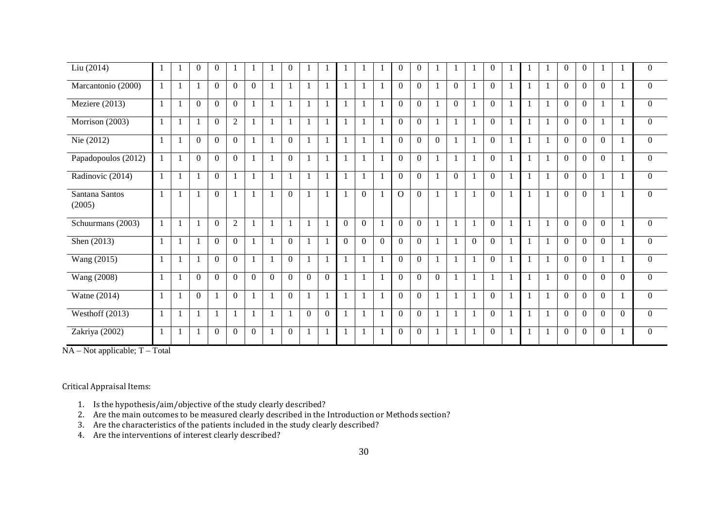| | | | | | | | | | | | | | | | | | | | | | | | | | | | |
|---|---|---|---|---|---|---|---|---|---|---|---|---|---|---|---|---|---|---|---|---|---|---|---|---|---|---|---|
| Liu (2014) | 1 | 1 | 0 | 0 | 1 | 1 | 1 | 0 | 1 | 1 | 1 | 1 | 1 | 0 | 0 | 1 | 1 | 1 | 0 | 1 | 1 | 1 | 0 | 0 | 1 | 1 | 0 |
| Marcantonio (2000) | 1 | 1 | 1 | 0 | 0 | 0 | 1 | 1 | 1 | 1 | 1 | 1 | 1 | 0 | 0 | 1 | 0 | 1 | 0 | 1 | 1 | 1 | 0 | 0 | 0 | 1 | 0 |
| Meziere (2013) | 1 | 1 | 0 | 0 | 0 | 1 | 1 | 1 | 1 | 1 | 1 | 1 | 1 | 0 | 0 | 1 | 0 | 1 | 0 | 1 | 1 | 1 | 0 | 0 | 1 | 1 | 0 |
| Morrison (2003) | 1 | 1 | 1 | 0 | 2 | 1 | 1 | 1 | 1 | 1 | 1 | 1 | 1 | 0 | 0 | 1 | 1 | 1 | 0 | 1 | 1 | 1 | 0 | 0 | 1 | 1 | 0 |
| Nie (2012) | 1 | 1 | 0 | 0 | 0 | 1 | 1 | 0 | 1 | 1 | 1 | 1 | 1 | 0 | 0 | 0 | 1 | 1 | 0 | 1 | 1 | 1 | 0 | 0 | 0 | 1 | 0 |
| Papadopoulos (2012) | 1 | 1 | 0 | 0 | 0 | 1 | 1 | 0 | 1 | 1 | 1 | 1 | 1 | 0 | 0 | 1 | 1 | 1 | 0 | 1 | 1 | 1 | 0 | 0 | 0 | 1 | 0 |
| Radinovic (2014) | 1 | 1 | 1 | 0 | 1 | 1 | 1 | 1 | 1 | 1 | 1 | 1 | 1 | 0 | 0 | 1 | 0 | 1 | 0 | 1 | 1 | 1 | 0 | 0 | 1 | 1 | 0 |
| Santana Santos (2005) | 1 | 1 | 1 | 0 | 1 | 1 | 1 | 0 | 1 | 1 | 1 | 0 | 1 | O | 0 | 1 | 1 | 1 | 0 | 1 | 1 | 1 | 0 | 0 | 1 | 1 | 0 |
| Schuurmans (2003) | 1 | 1 | 1 | 0 | 2 | 1 | 1 | 1 | 1 | 1 | 0 | 0 | 1 | 0 | 0 | 1 | 1 | 1 | 0 | 1 | 1 | 1 | 0 | 0 | 0 | 1 | 0 |
| Shen (2013) | 1 | 1 | 1 | 0 | 0 | 1 | 1 | 0 | 1 | 1 | 0 | 0 | 0 | 0 | 0 | 1 | 1 | 0 | 0 | 1 | 1 | 1 | 0 | 0 | 0 | 1 | 0 |
| Wang (2015) | 1 | 1 | 1 | 0 | 0 | 1 | 1 | 0 | 1 | 1 | 1 | 1 | 1 | 0 | 0 | 1 | 1 | 1 | 0 | 1 | 1 | 1 | 0 | 0 | 1 | 1 | 0 |
| Wang (2008) | 1 | 1 | 0 | 0 | 0 | 0 | 0 | 0 | 0 | 0 | 1 | 1 | 1 | 0 | 0 | 0 | 1 | 1 | 1 | 1 | 1 | 1 | 0 | 0 | 0 | 0 | 0 |
| Watne (2014) | 1 | 1 | 0 | 1 | 0 | 1 | 1 | 0 | 1 | 1 | 1 | 1 | 1 | 0 | 0 | 1 | 1 | 1 | 0 | 1 | 1 | 1 | 0 | 0 | 0 | 1 | 0 |
| Westhoff (2013) | 1 | 1 | 1 | 1 | 1 | 1 | 1 | 1 | 0 | 0 | 1 | 1 | 1 | 0 | 0 | 1 | 1 | 1 | 0 | 1 | 1 | 1 | 0 | 0 | 0 | 0 | 0 |
| Zakriya (2002) | 1 | 1 | 1 | 0 | 0 | 0 | 1 | 0 | 1 | 1 | 1 | 1 | 1 | 0 | 0 | 1 | 1 | 1 | 0 | 1 | 1 | 1 | 0 | 0 | 0 | 1 | 0 |

NA – Not applicable; T – Total

Critical Appraisal Items:

1. Is the hypothesis/aim/objective of the study clearly described?
2. Are the main outcomes to be measured clearly described in the Introduction or Methods section?
3. Are the characteristics of the patients included in the study clearly described?
4. Are the interventions of interest clearly described?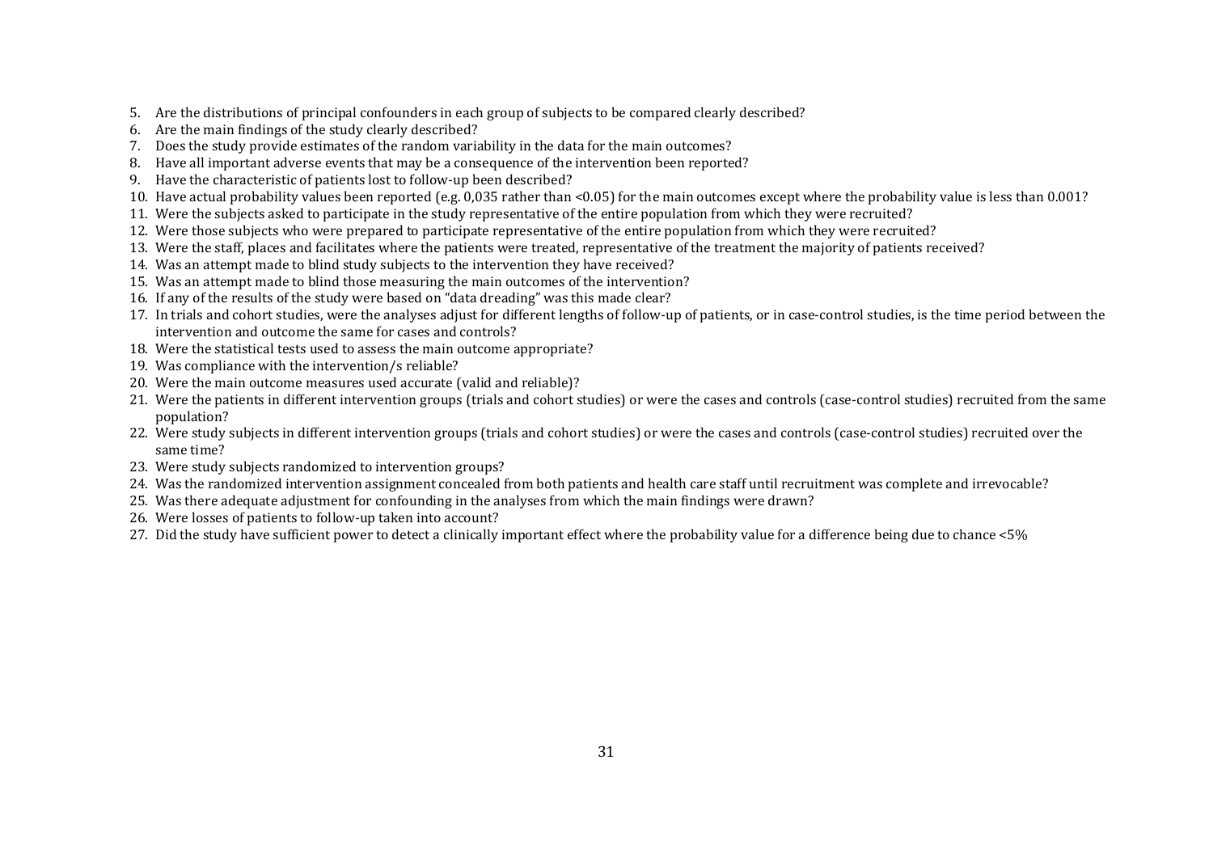5. Are the distributions of principal confounders in each group of subjects to be compared clearly described?
6. Are the main findings of the study clearly described?
7. Does the study provide estimates of the random variability in the data for the main outcomes?
8. Have all important adverse events that may be a consequence of the intervention been reported?
9. Have the characteristic of patients lost to follow-up been described?
10. Have actual probability values been reported (e.g. 0,035 rather than <0.05) for the main outcomes except where the probability value is less than 0.001?
11. Were the subjects asked to participate in the study representative of the entire population from which they were recruited?
12. Were those subjects who were prepared to participate representative of the entire population from which they were recruited?
13. Were the staff, places and facilitates where the patients were treated, representative of the treatment the majority of patients received?
14. Was an attempt made to blind study subjects to the intervention they have received?
15. Was an attempt made to blind those measuring the main outcomes of the intervention?
16. If any of the results of the study were based on "data dreading" was this made clear?
17. In trials and cohort studies, were the analyses adjust for different lengths of follow-up of patients, or in case-control studies, is the time period between the intervention and outcome the same for cases and controls?
18. Were the statistical tests used to assess the main outcome appropriate?
19. Was compliance with the intervention/s reliable?
20. Were the main outcome measures used accurate (valid and reliable)?
21. Were the patients in different intervention groups (trials and cohort studies) or were the cases and controls (case-control studies) recruited from the same population?
22. Were study subjects in different intervention groups (trials and cohort studies) or were the cases and controls (case-control studies) recruited over the same time?
23. Were study subjects randomized to intervention groups?
24. Was the randomized intervention assignment concealed from both patients and health care staff until recruitment was complete and irrevocable?
25. Was there adequate adjustment for confounding in the analyses from which the main findings were drawn?
26. Were losses of patients to follow-up taken into account?
27. Did the study have sufficient power to detect a clinically important effect where the probability value for a difference being due to chance <5%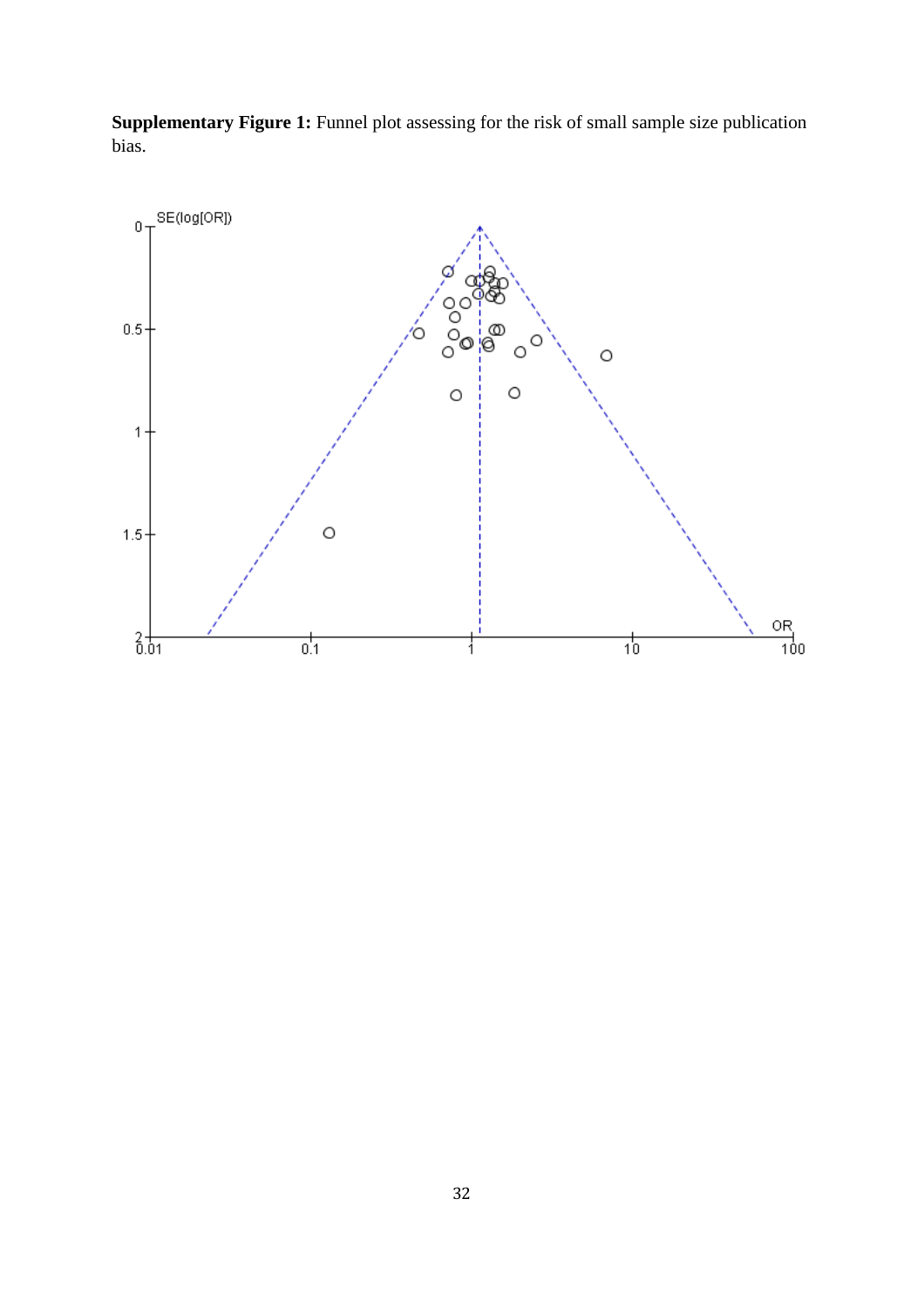**Supplementary Figure 1:** Funnel plot assessing for the risk of small sample size publication bias.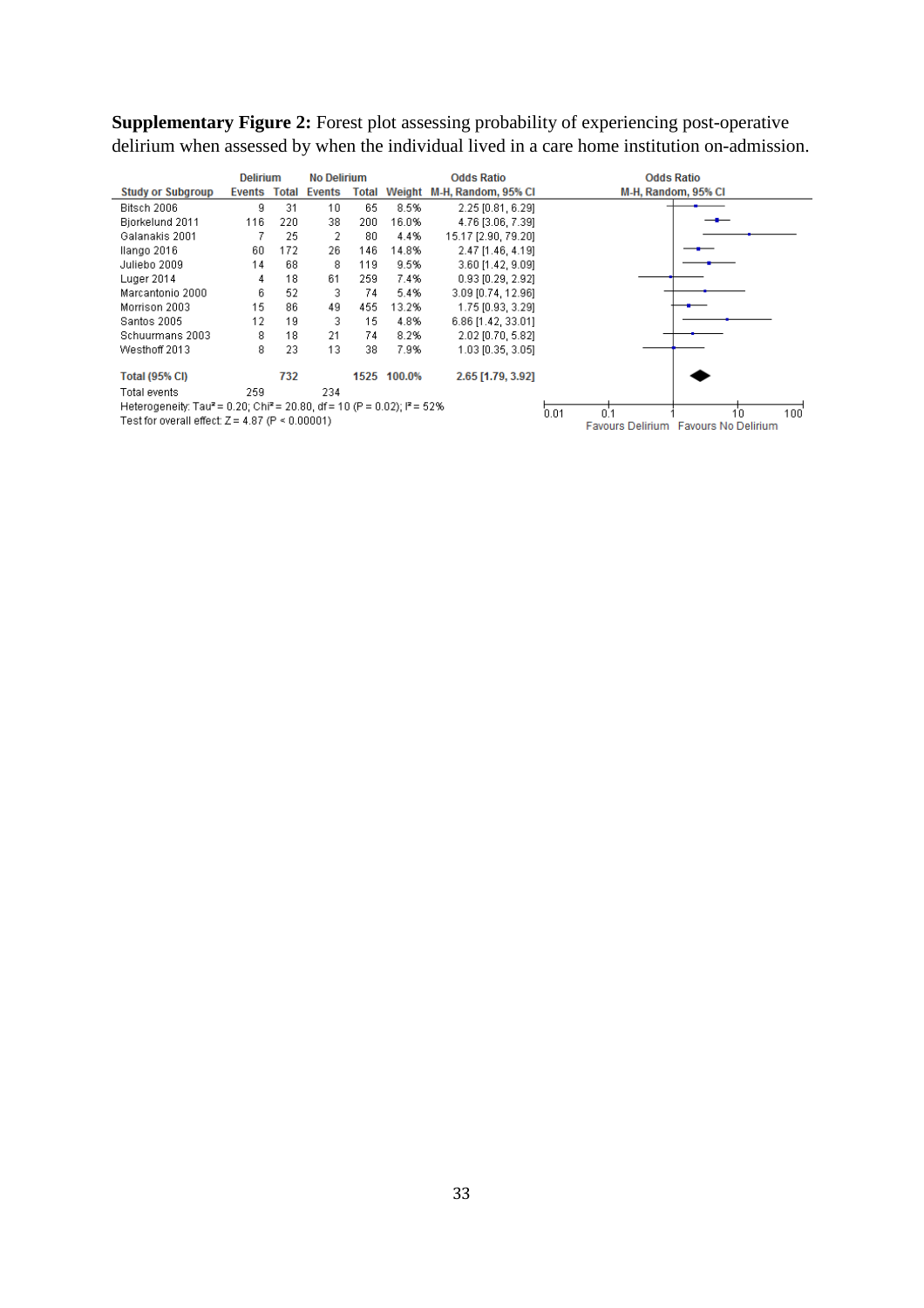**Supplementary Figure 2:** Forest plot assessing probability of experiencing post-operative delirium when assessed by when the individual lived in a care home institution on-admission.

| Study or Subgroup | Delirium | | No Delirium | | Weight | Odds Ratio |
|---|---|---|---|---|---|---|
| | Events | Total | Events | Total | | M-H, Random, 95% CI |
| Bitsch 2006 | 9 | 31 | 10 | 65 | 8.5% | 2.25 [0.81, 6.29] |
| Bjorkelund 2011 | 116 | 220 | 38 | 200 | 16.0% | 4.76 [3.06, 7.39] |
| Galanakis 2001 | 7 | 25 | 2 | 80 | 4.4% | 15.17 [2.90, 79.20] |
| Ilango 2016 | 60 | 172 | 26 | 146 | 14.8% | 2.47 [1.46, 4.19] |
| Juliebo 2009 | 14 | 68 | 8 | 119 | 9.5% | 3.60 [1.42, 9.09] |
| Luger 2014 | 4 | 18 | 61 | 259 | 7.4% | 0.93 [0.29, 2.92] |
| Marcantonio 2000 | 6 | 52 | 3 | 74 | 5.4% | 3.09 [0.74, 12.96] |
| Morrison 2003 | 15 | 86 | 49 | 455 | 13.2% | 1.75 [0.93, 3.29] |
| Santos 2005 | 12 | 19 | 3 | 15 | 4.8% | 6.86 [1.42, 33.01] |
| Schuurmans 2003 | 8 | 18 | 21 | 74 | 8.2% | 2.02 [0.70, 5.82] |
| Westhoff 2013 | 8 | 23 | 13 | 38 | 7.9% | 1.03 [0.35, 3.05] |
| **Total (95% CI)** | | **732** | | **1525** | **100.0%** | **2.65 [1.79, 3.92]** |
| Total events | 259 | | 234 | | | |

Heterogeneity: $Tau^2 = 0.20$; $Chi^2 = 20.80$, $df = 10$ ($P = 0.02$); $I^2 = 52\%$

Test for overall effect: $Z = 4.87$ ($P < 0.00001$)

Odds Ratio M-H, Random, 95% CI — axis: 0.01, 0.1, 1, 10, 100 — Favours Delirium / Favours No Delirium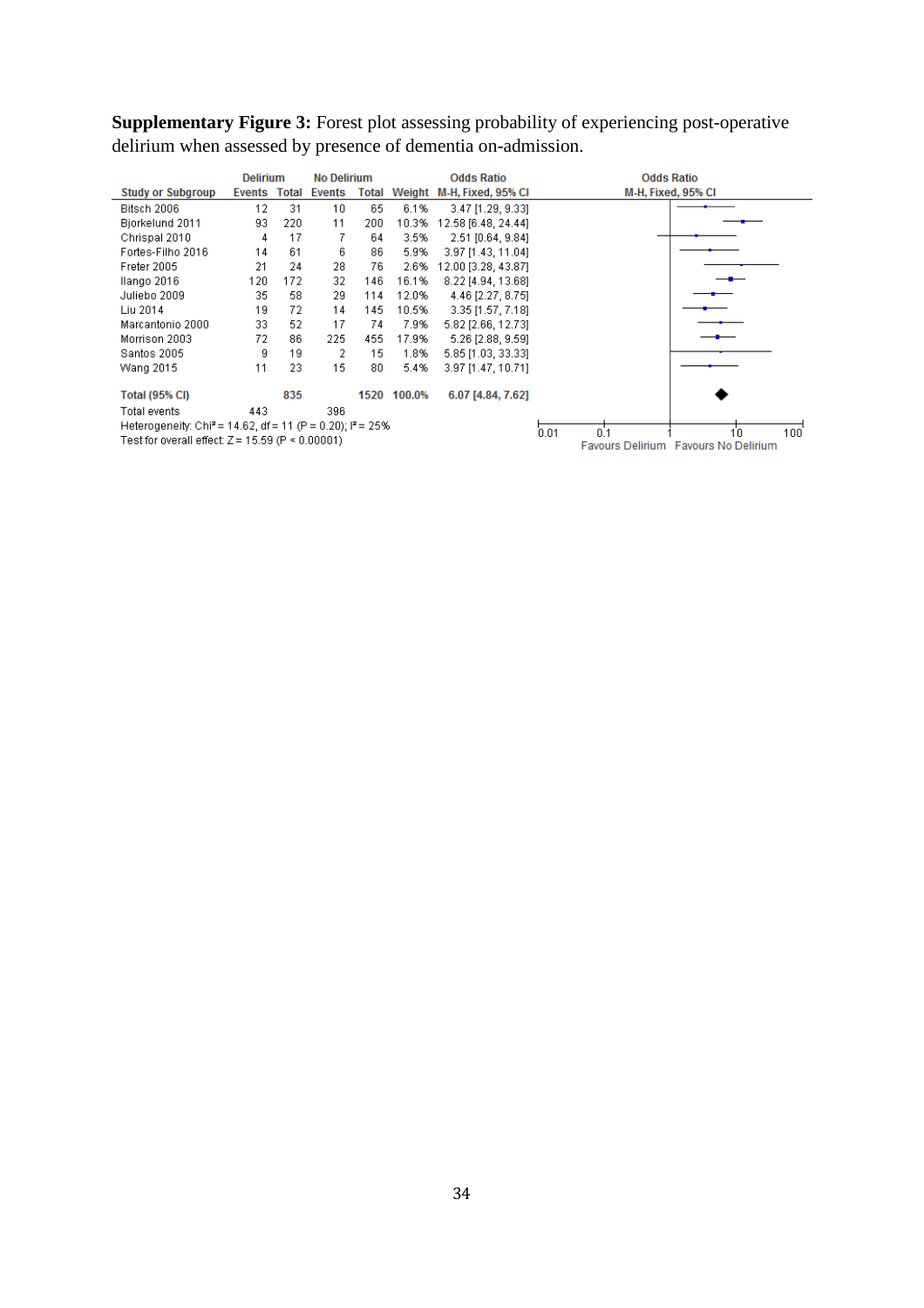**Supplementary Figure 3:** Forest plot assessing probability of experiencing post-operative delirium when assessed by presence of dementia on-admission.

| | Delirium | | No Delirium | | | Odds Ratio |
|---|---|---|---|---|---|---|
| Study or Subgroup | Events | Total | Events | Total | Weight | M-H, Fixed, 95% CI |
| Bitsch 2006 | 12 | 31 | 10 | 65 | 6.1% | 3.47 [1.29, 9.33] |
| Bjorkelund 2011 | 93 | 220 | 11 | 200 | 10.3% | 12.58 [6.48, 24.44] |
| Chrispal 2010 | 4 | 17 | 7 | 64 | 3.5% | 2.51 [0.64, 9.84] |
| Fortes-Filho 2016 | 14 | 61 | 6 | 86 | 5.9% | 3.97 [1.43, 11.04] |
| Freter 2005 | 21 | 24 | 28 | 76 | 2.6% | 12.00 [3.28, 43.87] |
| Ilango 2016 | 120 | 172 | 32 | 146 | 16.1% | 8.22 [4.94, 13.68] |
| Juliebo 2009 | 35 | 58 | 29 | 114 | 12.0% | 4.46 [2.27, 8.75] |
| Liu 2014 | 19 | 72 | 14 | 145 | 10.5% | 3.35 [1.57, 7.18] |
| Marcantonio 2000 | 33 | 52 | 17 | 74 | 7.9% | 5.82 [2.66, 12.73] |
| Morrison 2003 | 72 | 86 | 225 | 455 | 17.9% | 5.26 [2.88, 9.59] |
| Santos 2005 | 9 | 19 | 2 | 15 | 1.8% | 5.85 [1.03, 33.33] |
| Wang 2015 | 11 | 23 | 15 | 80 | 5.4% | 3.97 [1.47, 10.71] |
| **Total (95% CI)** | | **835** | | **1520** | **100.0%** | **6.07 [4.84, 7.62]** |
| Total events | 443 | | 396 | | | |

Heterogeneity: $Chi^2 = 14.62$, df = 11 ($P = 0.20$); $I^2 = 25\%$

Test for overall effect: $Z = 15.59$ ($P < 0.00001$)

Odds Ratio M-H, Fixed, 95% CI — axis: 0.01, 0.1, 1, 10, 100 — Favours Delirium / Favours No Delirium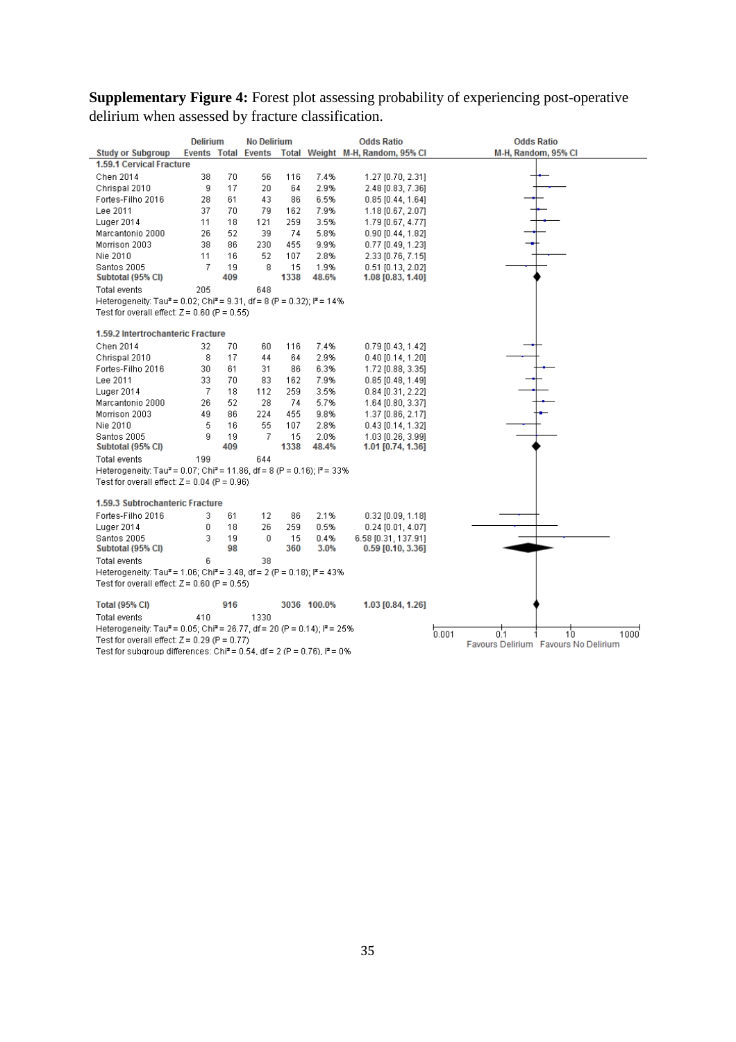**Supplementary Figure 4:** Forest plot assessing probability of experiencing post-operative delirium when assessed by fracture classification.

| Study or Subgroup | Delirium Events | Delirium Total | No Delirium Events | No Delirium Total | Weight | Odds Ratio M-H, Random, 95% CI |
|---|---|---|---|---|---|---|
| **1.59.1 Cervical Fracture** | | | | | | |
| Chen 2014 | 38 | 70 | 56 | 116 | 7.4% | 1.27 [0.70, 2.31] |
| Chrispal 2010 | 9 | 17 | 20 | 64 | 2.9% | 2.48 [0.83, 7.36] |
| Fortes-Filho 2016 | 28 | 61 | 43 | 86 | 6.5% | 0.85 [0.44, 1.64] |
| Lee 2011 | 37 | 70 | 79 | 162 | 7.9% | 1.18 [0.67, 2.07] |
| Luger 2014 | 11 | 18 | 121 | 259 | 3.5% | 1.79 [0.67, 4.77] |
| Marcantonio 2000 | 26 | 52 | 39 | 74 | 5.8% | 0.90 [0.44, 1.82] |
| Morrison 2003 | 38 | 86 | 230 | 455 | 9.9% | 0.77 [0.49, 1.23] |
| Nie 2010 | 11 | 16 | 52 | 107 | 2.8% | 2.33 [0.76, 7.15] |
| Santos 2005 | 7 | 19 | 8 | 15 | 1.9% | 0.51 [0.13, 2.02] |
| **Subtotal (95% CI)** | | **409** | | **1338** | **48.6%** | **1.08 [0.83, 1.40]** |
| Total events | 205 | | 648 | | | |
| Heterogeneity: Tau² = 0.02; Chi² = 9.31, df = 8 (P = 0.32); I² = 14% | | | | | | |
| Test for overall effect: Z = 0.60 (P = 0.55) | | | | | | |
| **1.59.2 Intertrochanteric Fracture** | | | | | | |
| Chen 2014 | 32 | 70 | 60 | 116 | 7.4% | 0.79 [0.43, 1.42] |
| Chrispal 2010 | 8 | 17 | 44 | 64 | 2.9% | 0.40 [0.14, 1.20] |
| Fortes-Filho 2016 | 30 | 61 | 31 | 86 | 6.3% | 1.72 [0.88, 3.35] |
| Lee 2011 | 33 | 70 | 83 | 162 | 7.9% | 0.85 [0.48, 1.49] |
| Luger 2014 | 7 | 18 | 112 | 259 | 3.5% | 0.84 [0.31, 2.22] |
| Marcantonio 2000 | 26 | 52 | 28 | 74 | 5.7% | 1.64 [0.80, 3.37] |
| Morrison 2003 | 49 | 86 | 224 | 455 | 9.8% | 1.37 [0.86, 2.17] |
| Nie 2010 | 5 | 16 | 55 | 107 | 2.8% | 0.43 [0.14, 1.32] |
| Santos 2005 | 9 | 19 | 7 | 15 | 2.0% | 1.03 [0.26, 3.99] |
| **Subtotal (95% CI)** | | **409** | | **1338** | **48.4%** | **1.01 [0.74, 1.36]** |
| Total events | 199 | | 644 | | | |
| Heterogeneity: Tau² = 0.07; Chi² = 11.86, df = 8 (P = 0.16); I² = 33% | | | | | | |
| Test for overall effect: Z = 0.04 (P = 0.96) | | | | | | |
| **1.59.3 Subtrochanteric Fracture** | | | | | | |
| Fortes-Filho 2016 | 3 | 61 | 12 | 86 | 2.1% | 0.32 [0.09, 1.18] |
| Luger 2014 | 0 | 18 | 26 | 259 | 0.5% | 0.24 [0.01, 4.07] |
| Santos 2005 | 3 | 19 | 0 | 15 | 0.4% | 6.58 [0.31, 137.91] |
| **Subtotal (95% CI)** | | **98** | | **360** | **3.0%** | **0.59 [0.10, 3.36]** |
| Total events | 6 | | 38 | | | |
| Heterogeneity: Tau² = 1.06; Chi² = 3.48, df = 2 (P = 0.18); I² = 43% | | | | | | |
| Test for overall effect: Z = 0.60 (P = 0.55) | | | | | | |
| **Total (95% CI)** | | **916** | | **3036** | **100.0%** | **1.03 [0.84, 1.26]** |
| Total events | 410 | | 1330 | | | |
| Heterogeneity: Tau² = 0.05; Chi² = 26.77, df = 20 (P = 0.14); I² = 25% | | | | | | |
| Test for overall effect: Z = 0.29 (P = 0.77) | | | | | | |
| Test for subgroup differences: Chi² = 0.54, df = 2 (P = 0.76), I² = 0% | | | | | | |

Odds Ratio
M-H, Random, 95% CI

0.001 0.1 1 10 1000

Favours Delirium Favours No Delirium